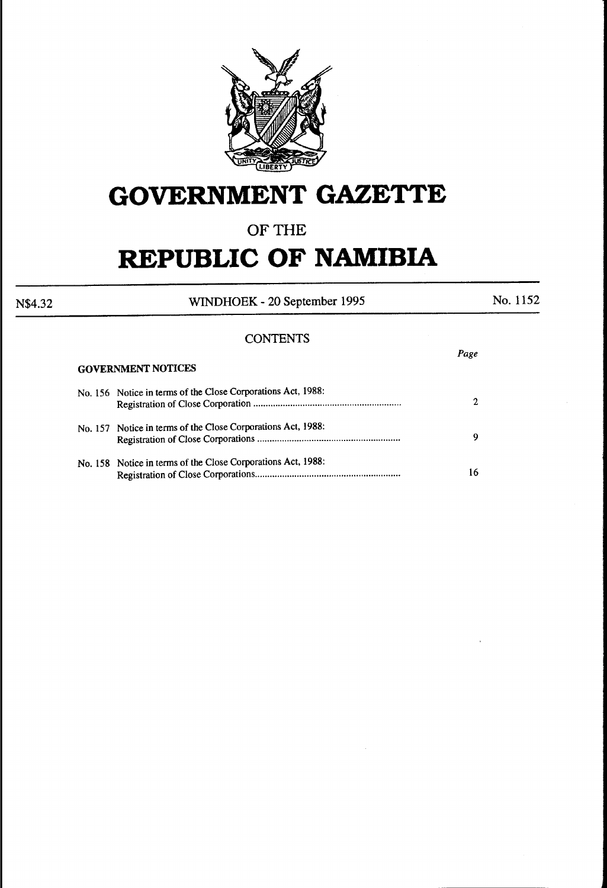# GOVERNMENT GAZETTE

## OF THE

# REPUBLIC OF NAMIBIA

N$4.32 WINDHOEK - 20 September 1995 No. 1152

## CONTENTS

| | Page |
|---|---|
| **GOVERNMENT NOTICES** | |
| No. 156 Notice in terms of the Close Corporations Act, 1988: Registration of Close Corporation | 2 |
| No. 157 Notice in terms of the Close Corporations Act, 1988: Registration of Close Corporations | 9 |
| No. 158 Notice in terms of the Close Corporations Act, 1988: Registration of Close Corporations | 16 |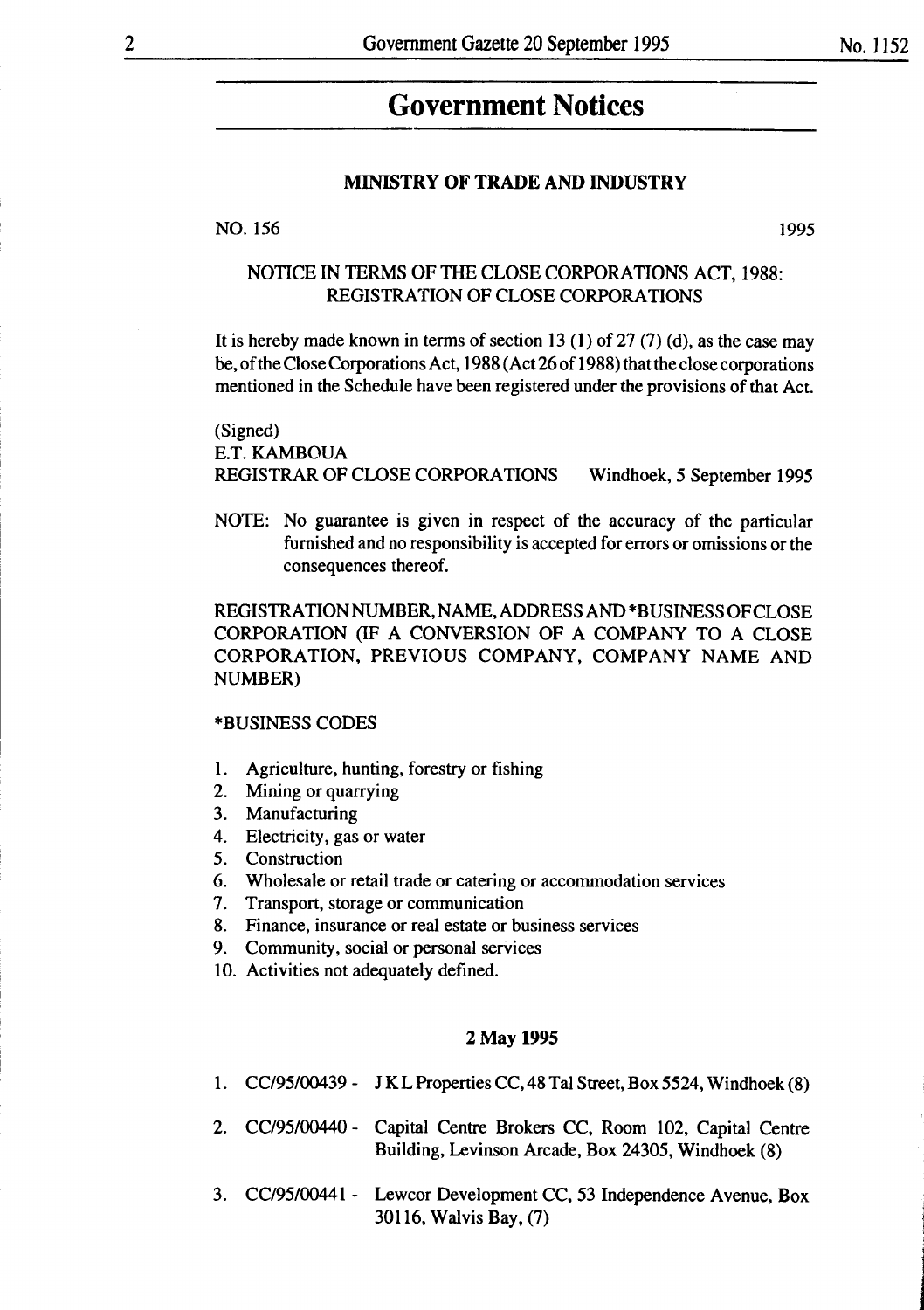# Government Notices

## MINISTRY OF TRADE AND INDUSTRY

NO. 156 1995

### NOTICE IN TERMS OF THE CLOSE CORPORATIONS ACT, 1988: REGISTRATION OF CLOSE CORPORATIONS

It is hereby made known in terms of section 13 (1) of 27 (7) (d), as the case may be, of the Close Corporations Act, 1988 (Act 26 of 1988) that the close corporations mentioned in the Schedule have been registered under the provisions of that Act.

(Signed)
E.T. KAMBOUA
REGISTRAR OF CLOSE CORPORATIONS Windhoek, 5 September 1995

NOTE: No guarantee is given in respect of the accuracy of the particular furnished and no responsibility is accepted for errors or omissions or the consequences thereof.

REGISTRATION NUMBER, NAME, ADDRESS AND *BUSINESS OF CLOSE CORPORATION (IF A CONVERSION OF A COMPANY TO A CLOSE CORPORATION, PREVIOUS COMPANY, COMPANY NAME AND NUMBER)

*BUSINESS CODES

1. Agriculture, hunting, forestry or fishing
2. Mining or quarrying
3. Manufacturing
4. Electricity, gas or water
5. Construction
6. Wholesale or retail trade or catering or accommodation services
7. Transport, storage or communication
8. Finance, insurance or real estate or business services
9. Community, social or personal services
10. Activities not adequately defined.

**2 May 1995**

1. CC/95/00439 - J K L Properties CC, 48 Tal Street, Box 5524, Windhoek (8)
2. CC/95/00440 - Capital Centre Brokers CC, Room 102, Capital Centre Building, Levinson Arcade, Box 24305, Windhoek (8)
3. CC/95/00441 - Lewcor Development CC, 53 Independence Avenue, Box 30116, Walvis Bay, (7)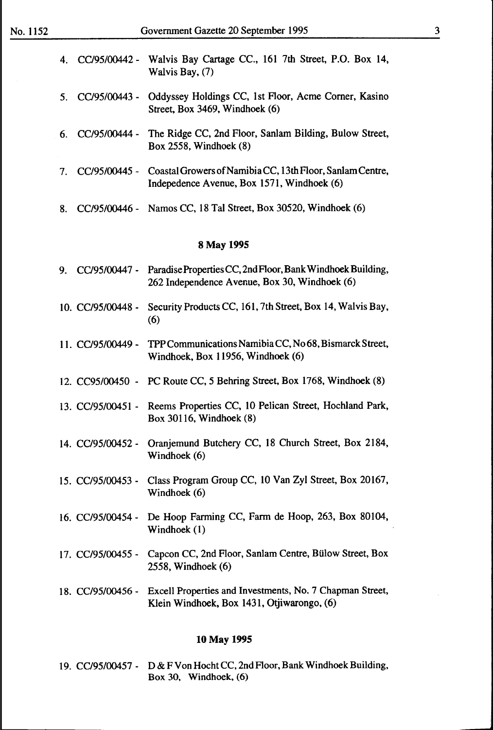4. CC/95/00442 - Walvis Bay Cartage CC., 161 7th Street, P.O. Box 14, Walvis Bay, (7)

5. CC/95/00443 - Oddyssey Holdings CC, 1st Floor, Acme Corner, Kasino Street, Box 3469, Windhoek (6)

6. CC/95/00444 - The Ridge CC, 2nd Floor, Sanlam Bilding, Bulow Street, Box 2558, Windhoek (8)

7. CC/95/00445 - Coastal Growers of Namibia CC, 13th Floor, Sanlam Centre, Indepedence Avenue, Box 1571, Windhoek (6)

8. CC/95/00446 - Namos CC, 18 Tal Street, Box 30520, Windhoek (6)

**8 May 1995**

9. CC/95/00447 - Paradise Properties CC, 2nd Floor, Bank Windhoek Building, 262 Independence Avenue, Box 30, Windhoek (6)

10. CC/95/00448 - Security Products CC, 161, 7th Street, Box 14, Walvis Bay, (6)

11. CC/95/00449 - TPP Communications Namibia CC, No 68, Bismarck Street, Windhoek, Box 11956, Windhoek (6)

12. CC95/00450 - PC Route CC, 5 Behring Street, Box 1768, Windhoek (8)

13. CC/95/00451 - Reems Properties CC, 10 Pelican Street, Hochland Park, Box 30116, Windhoek (8)

14. CC/95/00452 - Oranjemund Butchery CC, 18 Church Street, Box 2184, Windhoek (6)

15. CC/95/00453 - Class Program Group CC, 10 Van Zyl Street, Box 20167, Windhoek (6)

16. CC/95/00454 - De Hoop Farming CC, Farm de Hoop, 263, Box 80104, Windhoek (1)

17. CC/95/00455 - Capcon CC, 2nd Floor, Sanlam Centre, Bülow Street, Box 2558, Windhoek (6)

18. CC/95/00456 - Excell Properties and Investments, No. 7 Chapman Street, Klein Windhoek, Box 1431, Otjiwarongo, (6)

**10 May 1995**

19. CC/95/00457 - D & F Von Hocht CC, 2nd Floor, Bank Windhoek Building, Box 30, Windhoek, (6)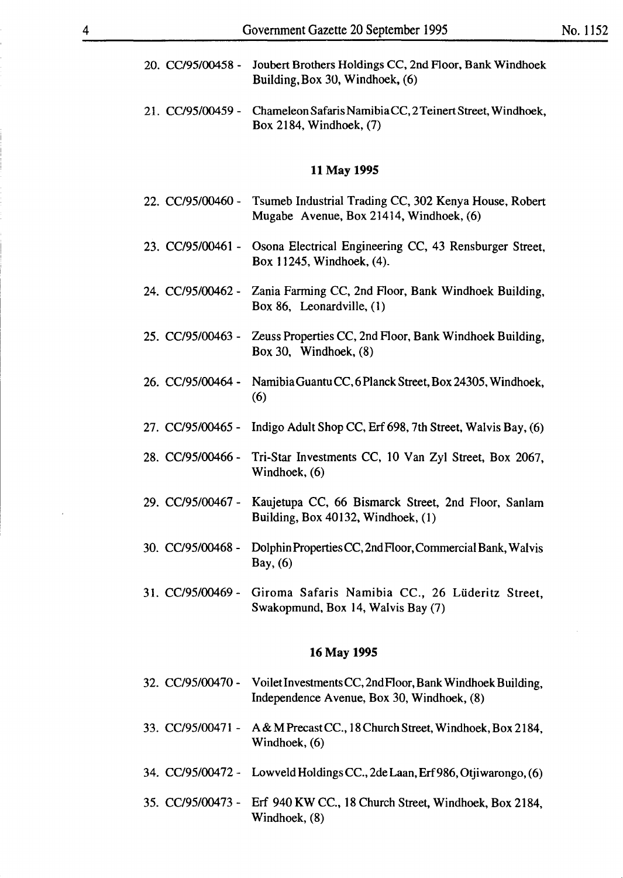20. CC/95/00458 - Joubert Brothers Holdings CC, 2nd Floor, Bank Windhoek Building, Box 30, Windhoek, (6)

21. CC/95/00459 - Chameleon Safaris Namibia CC, 2 Teinert Street, Windhoek, Box 2184, Windhoek, (7)

**11 May 1995**

22. CC/95/00460 - Tsumeb Industrial Trading CC, 302 Kenya House, Robert Mugabe Avenue, Box 21414, Windhoek, (6)

23. CC/95/00461 - Osona Electrical Engineering CC, 43 Rensburger Street, Box 11245, Windhoek, (4).

24. CC/95/00462 - Zania Farming CC, 2nd Floor, Bank Windhoek Building, Box 86, Leonardville, (1)

25. CC/95/00463 - Zeuss Properties CC, 2nd Floor, Bank Windhoek Building, Box 30, Windhoek, (8)

26. CC/95/00464 - Namibia Guantu CC, 6 Planck Street, Box 24305, Windhoek, (6)

27. CC/95/00465 - Indigo Adult Shop CC, Erf 698, 7th Street, Walvis Bay, (6)

28. CC/95/00466 - Tri-Star Investments CC, 10 Van Zyl Street, Box 2067, Windhoek, (6)

29. CC/95/00467 - Kaujetupa CC, 66 Bismarck Street, 2nd Floor, Sanlam Building, Box 40132, Windhoek, (1)

30. CC/95/00468 - Dolphin Properties CC, 2nd Floor, Commercial Bank, Walvis Bay, (6)

31. CC/95/00469 - Giroma Safaris Namibia CC., 26 Lüderitz Street, Swakopmund, Box 14, Walvis Bay (7)

**16 May 1995**

32. CC/95/00470 - Voilet Investments CC, 2nd Floor, Bank Windhoek Building, Independence Avenue, Box 30, Windhoek, (8)

33. CC/95/00471 - A & M Precast CC., 18 Church Street, Windhoek, Box 2184, Windhoek, (6)

34. CC/95/00472 - Lowveld Holdings CC., 2de Laan, Erf 986, Otjiwarongo, (6)

35. CC/95/00473 - Erf 940 KW CC., 18 Church Street, Windhoek, Box 2184, Windhoek, (8)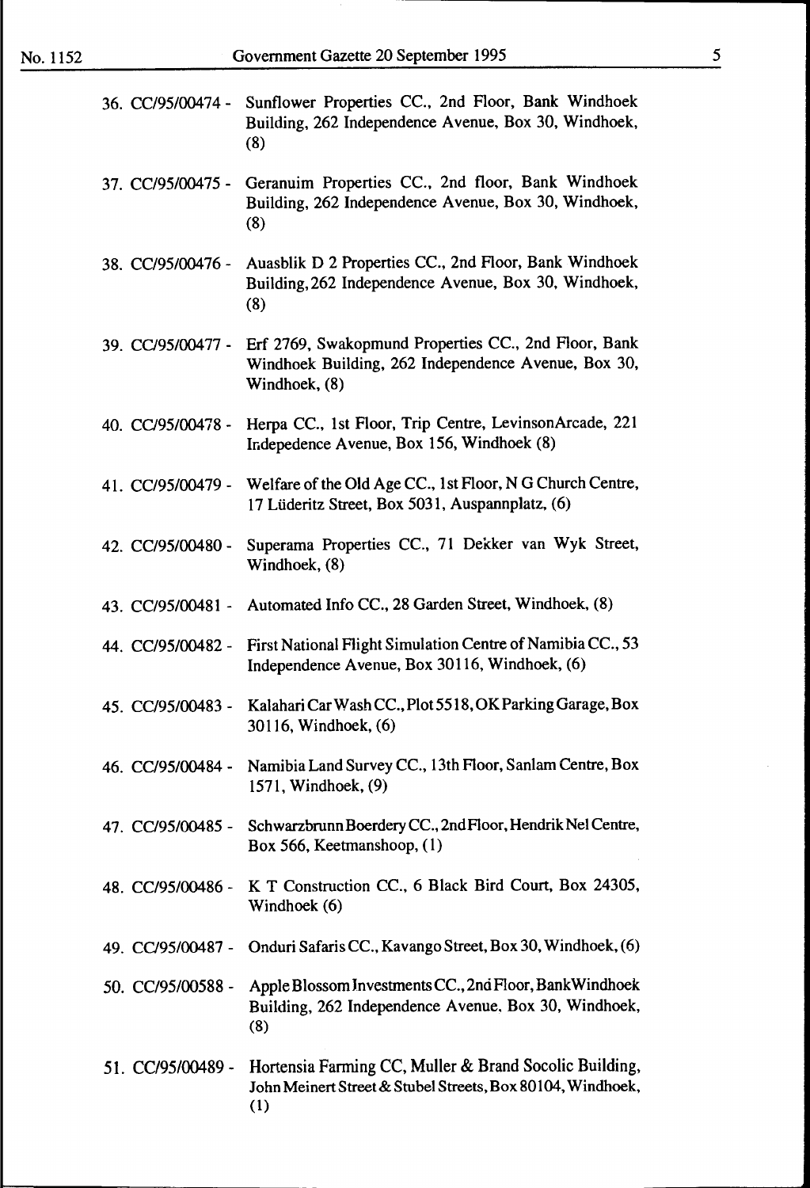36. CC/95/00474 - Sunflower Properties CC., 2nd Floor, Bank Windhoek Building, 262 Independence Avenue, Box 30, Windhoek, (8)

37. CC/95/00475 - Geranuim Properties CC., 2nd floor, Bank Windhoek Building, 262 Independence Avenue, Box 30, Windhoek, (8)

38. CC/95/00476 - Auasblik D 2 Properties CC., 2nd Floor, Bank Windhoek Building, 262 Independence Avenue, Box 30, Windhoek, (8)

39. CC/95/00477 - Erf 2769, Swakopmund Properties CC., 2nd Floor, Bank Windhoek Building, 262 Independence Avenue, Box 30, Windhoek, (8)

40. CC/95/00478 - Herpa CC., 1st Floor, Trip Centre, LevinsonArcade, 221 Indepedence Avenue, Box 156, Windhoek (8)

41. CC/95/00479 - Welfare of the Old Age CC., 1st Floor, N G Church Centre, 17 Lüderitz Street, Box 5031, Auspannplatz, (6)

42. CC/95/00480 - Superama Properties CC., 71 Dekker van Wyk Street, Windhoek, (8)

43. CC/95/00481 - Automated Info CC., 28 Garden Street, Windhoek, (8)

44. CC/95/00482 - First National Flight Simulation Centre of Namibia CC., 53 Independence Avenue, Box 30116, Windhoek, (6)

45. CC/95/00483 - Kalahari Car Wash CC., Plot 5518, OK Parking Garage, Box 30116, Windhoek, (6)

46. CC/95/00484 - Namibia Land Survey CC., 13th Floor, Sanlam Centre, Box 1571, Windhoek, (9)

47. CC/95/00485 - Schwarzbrunn Boerdery CC., 2nd Floor, Hendrik Nel Centre, Box 566, Keetmanshoop, (1)

48. CC/95/00486 - K T Construction CC., 6 Black Bird Court, Box 24305, Windhoek (6)

49. CC/95/00487 - Onduri Safaris CC., Kavango Street, Box 30, Windhoek, (6)

50. CC/95/00588 - Apple Blossom Investments CC., 2nd Floor, Bank Windhoek Building, 262 Independence Avenue, Box 30, Windhoek, (8)

51. CC/95/00489 - Hortensia Farming CC, Muller & Brand Socolic Building, John Meinert Street & Stubel Streets, Box 80104, Windhoek, (1)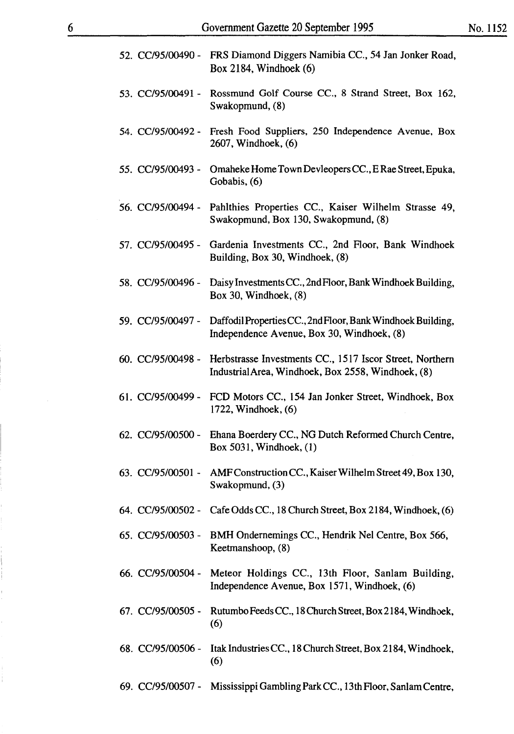52. CC/95/00490 - FRS Diamond Diggers Namibia CC., 54 Jan Jonker Road, Box 2184, Windhoek (6)

53. CC/95/00491 - Rossmund Golf Course CC., 8 Strand Street, Box 162, Swakopmund, (8)

54. CC/95/00492 - Fresh Food Suppliers, 250 Independence Avenue, Box 2607, Windhoek, (6)

55. CC/95/00493 - Omaheke Home Town Devleopers CC., E Rae Street, Epuka, Gobabis, (6)

56. CC/95/00494 - Pahlthies Properties CC., Kaiser Wilhelm Strasse 49, Swakopmund, Box 130, Swakopmund, (8)

57. CC/95/00495 - Gardenia Investments CC., 2nd Floor, Bank Windhoek Building, Box 30, Windhoek, (8)

58. CC/95/00496 - Daisy Investments CC., 2nd Floor, Bank Windhoek Building, Box 30, Windhoek, (8)

59. CC/95/00497 - Daffodil Properties CC., 2nd Floor, Bank Windhoek Building, Independence Avenue, Box 30, Windhoek, (8)

60. CC/95/00498 - Herbstrasse Investments CC., 1517 Iscor Street, Northern Industrial Area, Windhoek, Box 2558, Windhoek, (8)

61. CC/95/00499 - FCD Motors CC., 154 Jan Jonker Street, Windhoek, Box 1722, Windhoek, (6)

62. CC/95/00500 - Ehana Boerdery CC., NG Dutch Reformed Church Centre, Box 5031, Windhoek, (1)

63. CC/95/00501 - AMF Construction CC., Kaiser Wilhelm Street 49, Box 130, Swakopmund, (3)

64. CC/95/00502 - Cafe Odds CC., 18 Church Street, Box 2184, Windhoek, (6)

65. CC/95/00503 - BMH Ondernemings CC., Hendrik Nel Centre, Box 566, Keetmanshoop, (8)

66. CC/95/00504 - Meteor Holdings CC., 13th Floor, Sanlam Building, Independence Avenue, Box 1571, Windhoek, (6)

67. CC/95/00505 - Rutumbo Feeds CC., 18 Church Street, Box 2184, Windhoek, (6)

68. CC/95/00506 - Itak Industries CC., 18 Church Street, Box 2184, Windhoek, (6)

69. CC/95/00507 - Mississippi Gambling Park CC., 13th Floor, Sanlam Centre,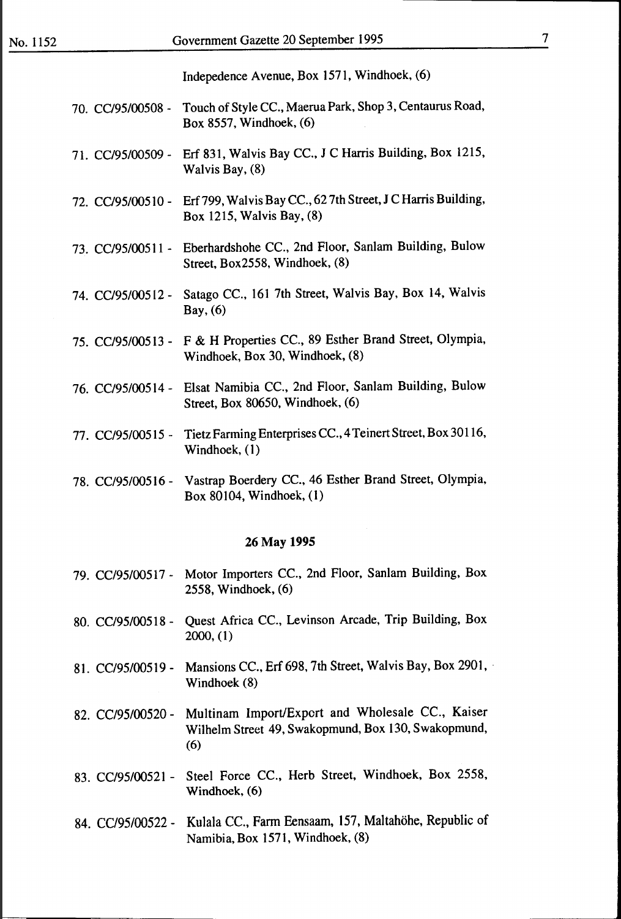Indepedence Avenue, Box 1571, Windhoek, (6)

70. CC/95/00508 - Touch of Style CC., Maerua Park, Shop 3, Centaurus Road, Box 8557, Windhoek, (6)

71. CC/95/00509 - Erf 831, Walvis Bay CC., J C Harris Building, Box 1215, Walvis Bay, (8)

72. CC/95/00510 - Erf 799, Walvis Bay CC., 62 7th Street, J C Harris Building, Box 1215, Walvis Bay, (8)

73. CC/95/00511 - Eberhardshohe CC., 2nd Floor, Sanlam Building, Bulow Street, Box2558, Windhoek, (8)

74. CC/95/00512 - Satago CC., 161 7th Street, Walvis Bay, Box 14, Walvis Bay, (6)

75. CC/95/00513 - F & H Properties CC., 89 Esther Brand Street, Olympia, Windhoek, Box 30, Windhoek, (8)

76. CC/95/00514 - Elsat Namibia CC., 2nd Floor, Sanlam Building, Bulow Street, Box 80650, Windhoek, (6)

77. CC/95/00515 - Tietz Farming Enterprises CC., 4 Teinert Street, Box 30116, Windhoek, (1)

78. CC/95/00516 - Vastrap Boerdery CC., 46 Esther Brand Street, Olympia, Box 80104, Windhoek, (1)

**26 May 1995**

79. CC/95/00517 - Motor Importers CC., 2nd Floor, Sanlam Building, Box 2558, Windhoek, (6)

80. CC/95/00518 - Quest Africa CC., Levinson Arcade, Trip Building, Box 2000, (1)

81. CC/95/00519 - Mansions CC., Erf 698, 7th Street, Walvis Bay, Box 2901, Windhoek (8)

82. CC/95/00520 - Multinam Import/Export and Wholesale CC., Kaiser Wilhelm Street 49, Swakopmund, Box 130, Swakopmund, (6)

83. CC/95/00521 - Steel Force CC., Herb Street, Windhoek, Box 2558, Windhoek, (6)

84. CC/95/00522 - Kulala CC., Farm Eensaam, 157, Maltahöhe, Republic of Namibia, Box 1571, Windhoek, (8)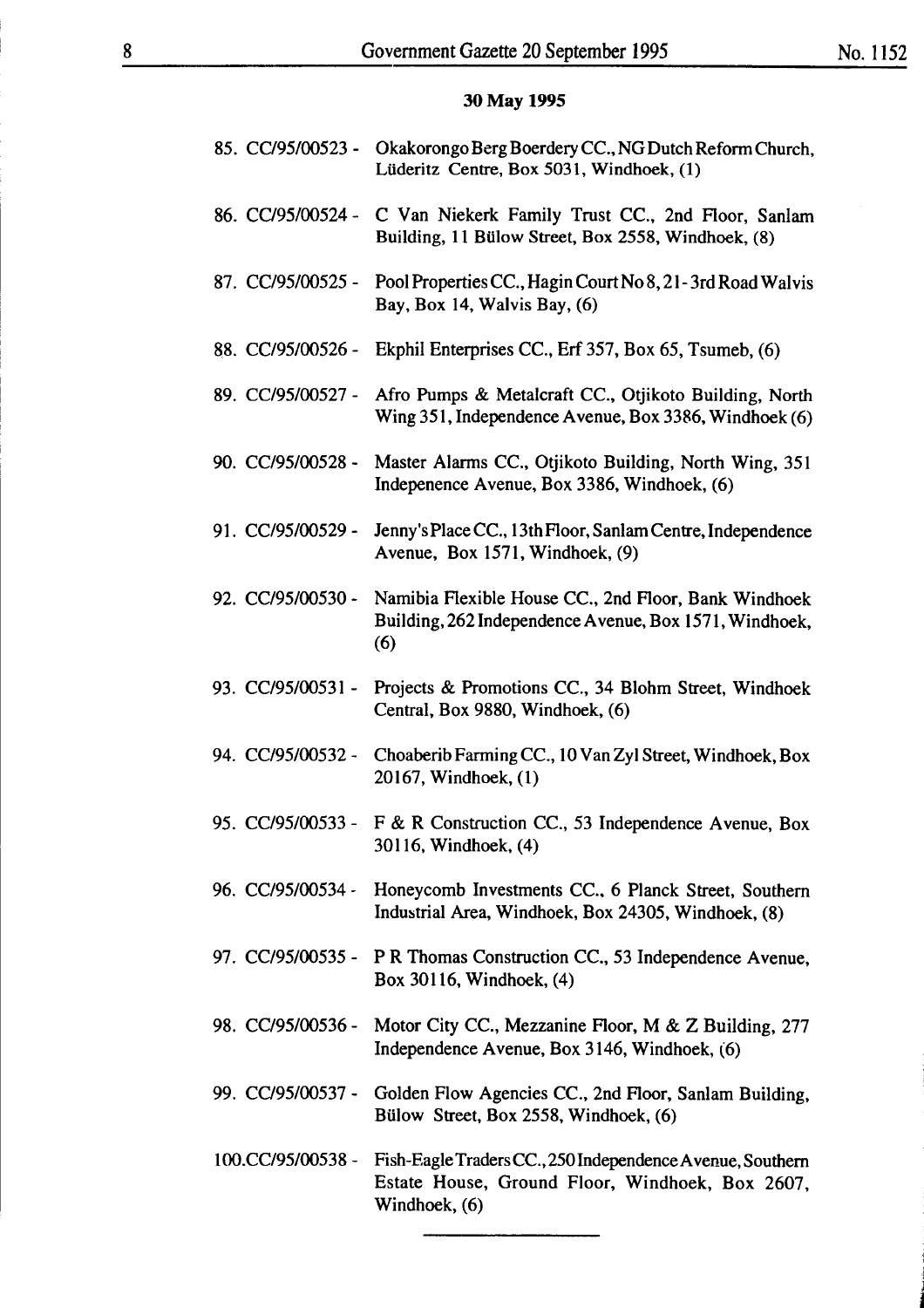**30 May 1995**

85. CC/95/00523 - Okakorongo Berg Boerdery CC., NG Dutch Reform Church, Lüderitz Centre, Box 5031, Windhoek, (1)

86. CC/95/00524 - C Van Niekerk Family Trust CC., 2nd Floor, Sanlam Building, 11 Bülow Street, Box 2558, Windhoek, (8)

87. CC/95/00525 - Pool Properties CC., Hagin Court No 8, 21 - 3rd Road Walvis Bay, Box 14, Walvis Bay, (6)

88. CC/95/00526 - Ekphil Enterprises CC., Erf 357, Box 65, Tsumeb, (6)

89. CC/95/00527 - Afro Pumps & Metalcraft CC., Otjikoto Building, North Wing 351, Independence Avenue, Box 3386, Windhoek (6)

90. CC/95/00528 - Master Alarms CC., Otjikoto Building, North Wing, 351 Indepenence Avenue, Box 3386, Windhoek, (6)

91. CC/95/00529 - Jenny's Place CC., 13th Floor, Sanlam Centre, Independence Avenue, Box 1571, Windhoek, (9)

92. CC/95/00530 - Namibia Flexible House CC., 2nd Floor, Bank Windhoek Building, 262 Independence Avenue, Box 1571, Windhoek, (6)

93. CC/95/00531 - Projects & Promotions CC., 34 Blohm Street, Windhoek Central, Box 9880, Windhoek, (6)

94. CC/95/00532 - Choaberib Farming CC., 10 Van Zyl Street, Windhoek, Box 20167, Windhoek, (1)

95. CC/95/00533 - F & R Construction CC., 53 Independence Avenue, Box 30116, Windhoek, (4)

96. CC/95/00534 - Honeycomb Investments CC., 6 Planck Street, Southern Industrial Area, Windhoek, Box 24305, Windhoek, (8)

97. CC/95/00535 - P R Thomas Construction CC., 53 Independence Avenue, Box 30116, Windhoek, (4)

98. CC/95/00536 - Motor City CC., Mezzanine Floor, M & Z Building, 277 Independence Avenue, Box 3146, Windhoek, (6)

99. CC/95/00537 - Golden Flow Agencies CC., 2nd Floor, Sanlam Building, Bülow Street, Box 2558, Windhoek, (6)

100. CC/95/00538 - Fish-Eagle Traders CC., 250 Independence Avenue, Southern Estate House, Ground Floor, Windhoek, Box 2607, Windhoek, (6)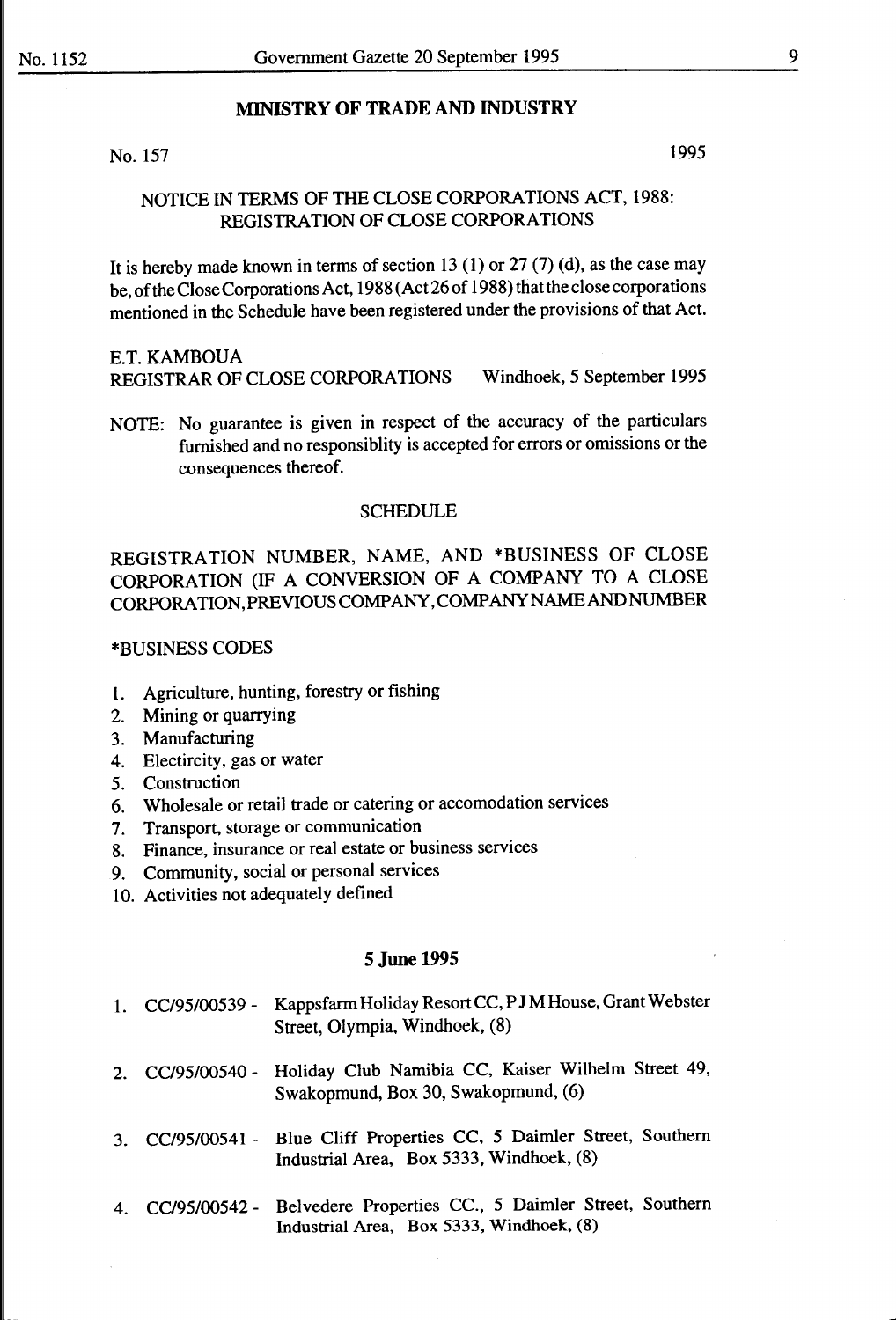## MINISTRY OF TRADE AND INDUSTRY

No. 157 1995

### NOTICE IN TERMS OF THE CLOSE CORPORATIONS ACT, 1988: REGISTRATION OF CLOSE CORPORATIONS

It is hereby made known in terms of section 13 (1) or 27 (7) (d), as the case may be, of the Close Corporations Act, 1988 (Act 26 of 1988) that the close corporations mentioned in the Schedule have been registered under the provisions of that Act.

E.T. KAMBOUA
REGISTRAR OF CLOSE CORPORATIONS Windhoek, 5 September 1995

NOTE: No guarantee is given in respect of the accuracy of the particulars furnished and no responsiblity is accepted for errors or omissions or the consequences thereof.

SCHEDULE

REGISTRATION NUMBER, NAME, AND *BUSINESS OF CLOSE CORPORATION (IF A CONVERSION OF A COMPANY TO A CLOSE CORPORATION, PREVIOUS COMPANY, COMPANY NAME AND NUMBER

*BUSINESS CODES

1. Agriculture, hunting, forestry or fishing
2. Mining or quarrying
3. Manufacturing
4. Electircity, gas or water
5. Construction
6. Wholesale or retail trade or catering or accomodation services
7. Transport, storage or communication
8. Finance, insurance or real estate or business services
9. Community, social or personal services
10. Activities not adequately defined

**5 June 1995**

1. CC/95/00539 - Kappsfarm Holiday Resort CC, P J M House, Grant Webster Street, Olympia, Windhoek, (8)
2. CC/95/00540 - Holiday Club Namibia CC, Kaiser Wilhelm Street 49, Swakopmund, Box 30, Swakopmund, (6)
3. CC/95/00541 - Blue Cliff Properties CC, 5 Daimler Street, Southern Industrial Area, Box 5333, Windhoek, (8)
4. CC/95/00542 - Belvedere Properties CC., 5 Daimler Street, Southern Industrial Area, Box 5333, Windhoek, (8)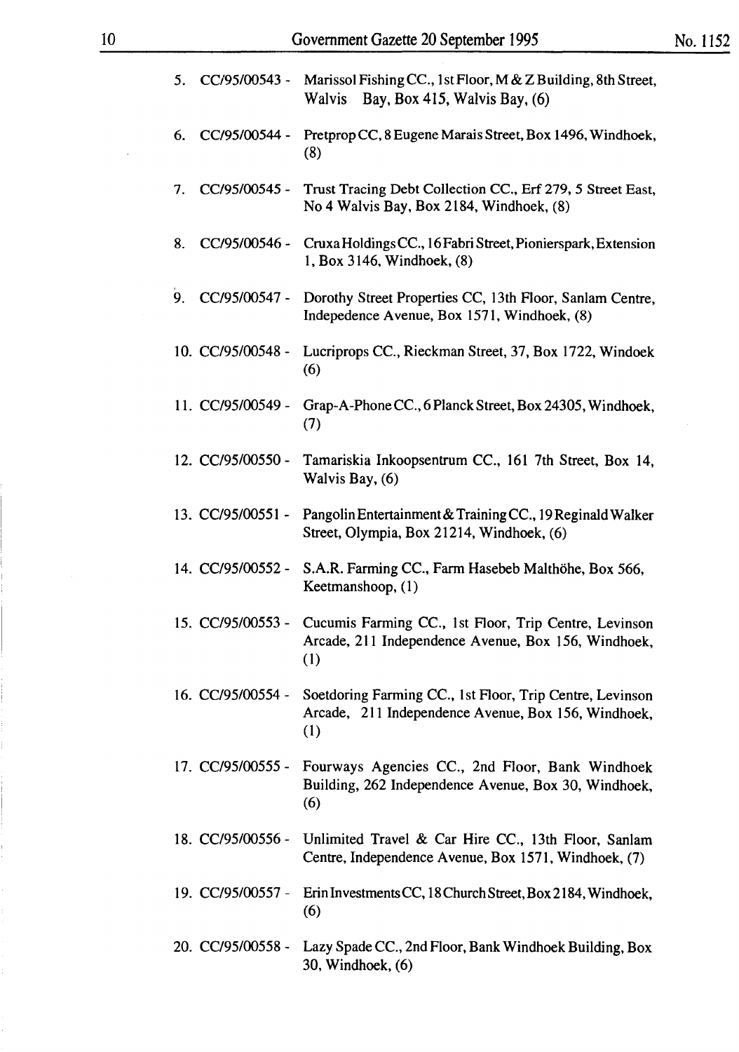5. CC/95/00543 - Marissol Fishing CC., 1st Floor, M & Z Building, 8th Street, Walvis Bay, Box 415, Walvis Bay, (6)

6. CC/95/00544 - Pretprop CC, 8 Eugene Marais Street, Box 1496, Windhoek, (8)

7. CC/95/00545 - Trust Tracing Debt Collection CC., Erf 279, 5 Street East, No 4 Walvis Bay, Box 2184, Windhoek, (8)

8. CC/95/00546 - Cruxa Holdings CC., 16 Fabri Street, Pionierspark, Extension 1, Box 3146, Windhoek, (8)

9. CC/95/00547 - Dorothy Street Properties CC, 13th Floor, Sanlam Centre, Indepedence Avenue, Box 1571, Windhoek, (8)

10. CC/95/00548 - Lucriprops CC., Rieckman Street, 37, Box 1722, Windoek (6)

11. CC/95/00549 - Grap-A-Phone CC., 6 Planck Street, Box 24305, Windhoek, (7)

12. CC/95/00550 - Tamariskia Inkoopsentrum CC., 161 7th Street, Box 14, Walvis Bay, (6)

13. CC/95/00551 - Pangolin Entertainment & Training CC., 19 Reginald Walker Street, Olympia, Box 21214, Windhoek, (6)

14. CC/95/00552 - S.A.R. Farming CC., Farm Hasebeb Malthöhe, Box 566, Keetmanshoop, (1)

15. CC/95/00553 - Cucumis Farming CC., 1st Floor, Trip Centre, Levinson Arcade, 211 Independence Avenue, Box 156, Windhoek, (1)

16. CC/95/00554 - Soetdoring Farming CC., 1st Floor, Trip Centre, Levinson Arcade, 211 Independence Avenue, Box 156, Windhoek, (1)

17. CC/95/00555 - Fourways Agencies CC., 2nd Floor, Bank Windhoek Building, 262 Independence Avenue, Box 30, Windhoek, (6)

18. CC/95/00556 - Unlimited Travel & Car Hire CC., 13th Floor, Sanlam Centre, Independence Avenue, Box 1571, Windhoek, (7)

19. CC/95/00557 - Erin Investments CC, 18 Church Street, Box 2184, Windhoek, (6)

20. CC/95/00558 - Lazy Spade CC., 2nd Floor, Bank Windhoek Building, Box 30, Windhoek, (6)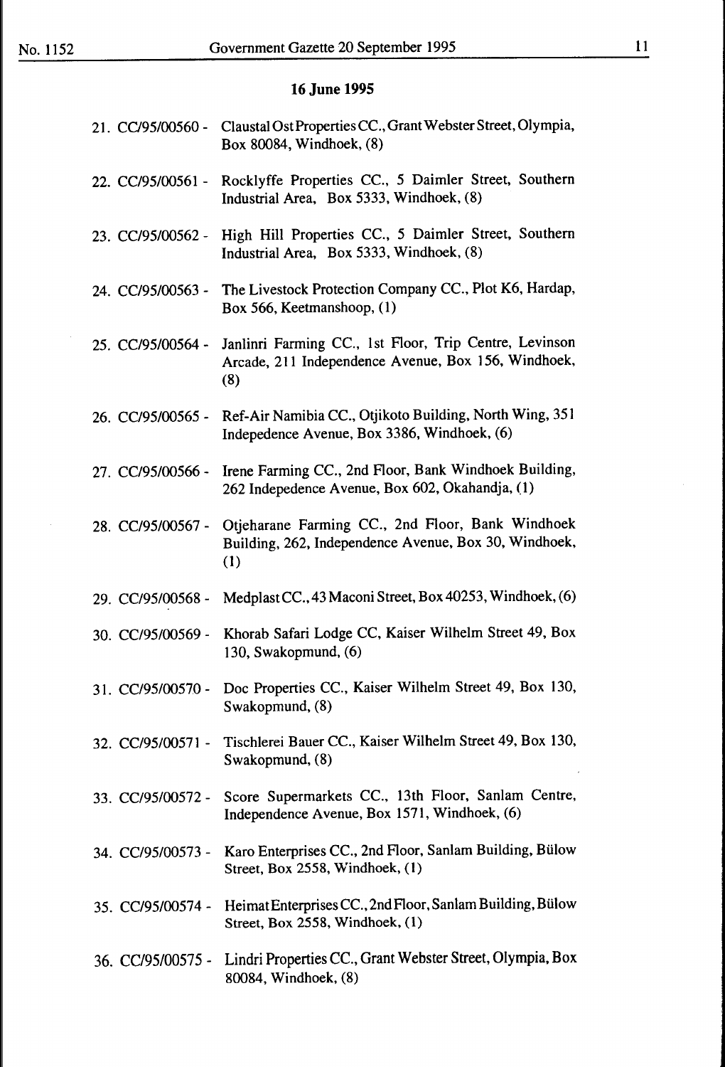**16 June 1995**

21. CC/95/00560 - Claustal Ost Properties CC., Grant Webster Street, Olympia, Box 80084, Windhoek, (8)

22. CC/95/00561 - Rocklyffe Properties CC., 5 Daimler Street, Southern Industrial Area, Box 5333, Windhoek, (8)

23. CC/95/00562 - High Hill Properties CC., 5 Daimler Street, Southern Industrial Area, Box 5333, Windhoek, (8)

24. CC/95/00563 - The Livestock Protection Company CC., Plot K6, Hardap, Box 566, Keetmanshoop, (1)

25. CC/95/00564 - Janlinri Farming CC., 1st Floor, Trip Centre, Levinson Arcade, 211 Independence Avenue, Box 156, Windhoek, (8)

26. CC/95/00565 - Ref-Air Namibia CC., Otjikoto Building, North Wing, 351 Indepedence Avenue, Box 3386, Windhoek, (6)

27. CC/95/00566 - Irene Farming CC., 2nd Floor, Bank Windhoek Building, 262 Indepedence Avenue, Box 602, Okahandja, (1)

28. CC/95/00567 - Otjeharane Farming CC., 2nd Floor, Bank Windhoek Building, 262, Independence Avenue, Box 30, Windhoek, (1)

29. CC/95/00568 - Medplast CC., 43 Maconi Street, Box 40253, Windhoek, (6)

30. CC/95/00569 - Khorab Safari Lodge CC, Kaiser Wilhelm Street 49, Box 130, Swakopmund, (6)

31. CC/95/00570 - Doc Properties CC., Kaiser Wilhelm Street 49, Box 130, Swakopmund, (8)

32. CC/95/00571 - Tischlerei Bauer CC., Kaiser Wilhelm Street 49, Box 130, Swakopmund, (8)

33. CC/95/00572 - Score Supermarkets CC., 13th Floor, Sanlam Centre, Independence Avenue, Box 1571, Windhoek, (6)

34. CC/95/00573 - Karo Enterprises CC., 2nd Floor, Sanlam Building, Bülow Street, Box 2558, Windhoek, (1)

35. CC/95/00574 - Heimat Enterprises CC., 2nd Floor, Sanlam Building, Bülow Street, Box 2558, Windhoek, (1)

36. CC/95/00575 - Lindri Properties CC., Grant Webster Street, Olympia, Box 80084, Windhoek, (8)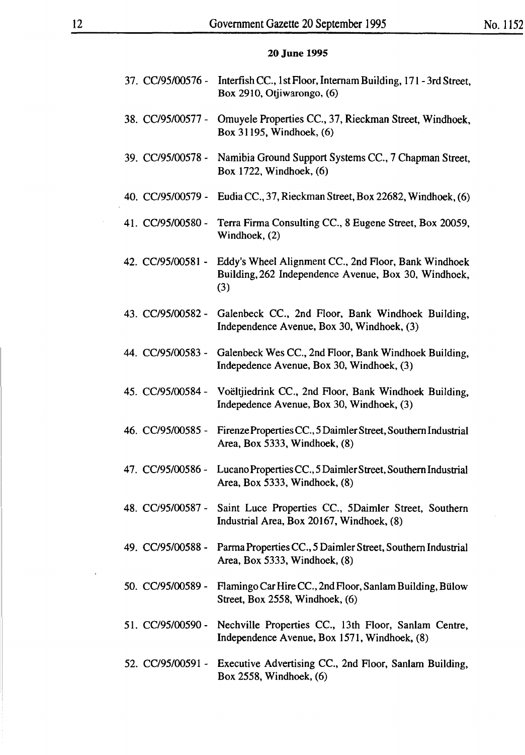**20 June 1995**

37. CC/95/00576 - Interfish CC., 1st Floor, Internam Building, 171 - 3rd Street, Box 2910, Otjiwarongo, (6)

38. CC/95/00577 - Omuyele Properties CC., 37, Rieckman Street, Windhoek, Box 31195, Windhoek, (6)

39. CC/95/00578 - Namibia Ground Support Systems CC., 7 Chapman Street, Box 1722, Windhoek, (6)

40. CC/95/00579 - Eudia CC., 37, Rieckman Street, Box 22682, Windhoek, (6)

41. CC/95/00580 - Terra Firma Consulting CC., 8 Eugene Street, Box 20059, Windhoek, (2)

42. CC/95/00581 - Eddy's Wheel Alignment CC., 2nd Floor, Bank Windhoek Building, 262 Independence Avenue, Box 30, Windhoek, (3)

43. CC/95/00582 - Galenbeck CC., 2nd Floor, Bank Windhoek Building, Independence Avenue, Box 30, Windhoek, (3)

44. CC/95/00583 - Galenbeck Wes CC., 2nd Floor, Bank Windhoek Building, Indepedence Avenue, Box 30, Windhoek, (3)

45. CC/95/00584 - Voëltjiedrink CC., 2nd Floor, Bank Windhoek Building, Indepedence Avenue, Box 30, Windhoek, (3)

46. CC/95/00585 - Firenze Properties CC., 5 Daimler Street, Southern Industrial Area, Box 5333, Windhoek, (8)

47. CC/95/00586 - Lucano Properties CC., 5 Daimler Street, Southern Industrial Area, Box 5333, Windhoek, (8)

48. CC/95/00587 - Saint Luce Properties CC., 5Daimler Street, Southern Industrial Area, Box 20167, Windhoek, (8)

49. CC/95/00588 - Parma Properties CC., 5 Daimler Street, Southern Industrial Area, Box 5333, Windhoek, (8)

50. CC/95/00589 - Flamingo Car Hire CC., 2nd Floor, Sanlam Building, Bülow Street, Box 2558, Windhoek, (6)

51. CC/95/00590 - Nechville Properties CC., 13th Floor, Sanlam Centre, Independence Avenue, Box 1571, Windhoek, (8)

52. CC/95/00591 - Executive Advertising CC., 2nd Floor, Sanlam Building, Box 2558, Windhoek, (6)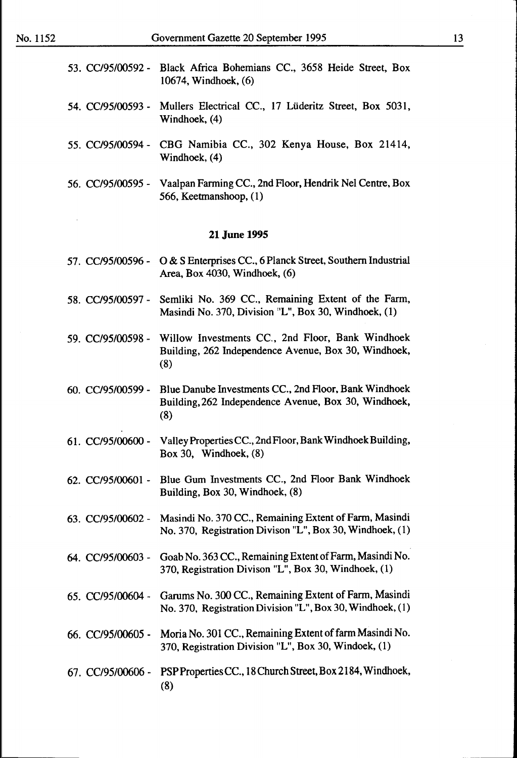53. CC/95/00592 - Black Africa Bohemians CC., 3658 Heide Street, Box 10674, Windhoek, (6)

54. CC/95/00593 - Mullers Electrical CC., 17 Lüderitz Street, Box 5031, Windhoek, (4)

55. CC/95/00594 - CBG Namibia CC., 302 Kenya House, Box 21414, Windhoek, (4)

56. CC/95/00595 - Vaalpan Farming CC., 2nd Floor, Hendrik Nel Centre, Box 566, Keetmanshoop, (1)

**21 June 1995**

57. CC/95/00596 - O & S Enterprises CC., 6 Planck Street, Southern Industrial Area, Box 4030, Windhoek, (6)

58. CC/95/00597 - Semliki No. 369 CC., Remaining Extent of the Farm, Masindi No. 370, Division "L", Box 30, Windhoek, (1)

59. CC/95/00598 - Willow Investments CC., 2nd Floor, Bank Windhoek Building, 262 Independence Avenue, Box 30, Windhoek, (8)

60. CC/95/00599 - Blue Danube Investments CC., 2nd Floor, Bank Windhoek Building, 262 Independence Avenue, Box 30, Windhoek, (8)

61. CC/95/00600 - Valley Properties CC., 2nd Floor, Bank Windhoek Building, Box 30, Windhoek, (8)

62. CC/95/00601 - Blue Gum Investments CC., 2nd Floor Bank Windhoek Building, Box 30, Windhoek, (8)

63. CC/95/00602 - Masindi No. 370 CC., Remaining Extent of Farm, Masindi No. 370, Registration Divison "L", Box 30, Windhoek, (1)

64. CC/95/00603 - Goab No. 363 CC., Remaining Extent of Farm, Masindi No. 370, Registration Divison "L", Box 30, Windhoek, (1)

65. CC/95/00604 - Garums No. 300 CC., Remaining Extent of Farm, Masindi No. 370, Registration Division "L", Box 30, Windhoek, (1)

66. CC/95/00605 - Moria No. 301 CC., Remaining Extent of farm Masindi No. 370, Registration Division "L", Box 30, Windoek, (1)

67. CC/95/00606 - PSP Properties CC., 18 Church Street, Box 2184, Windhoek, (8)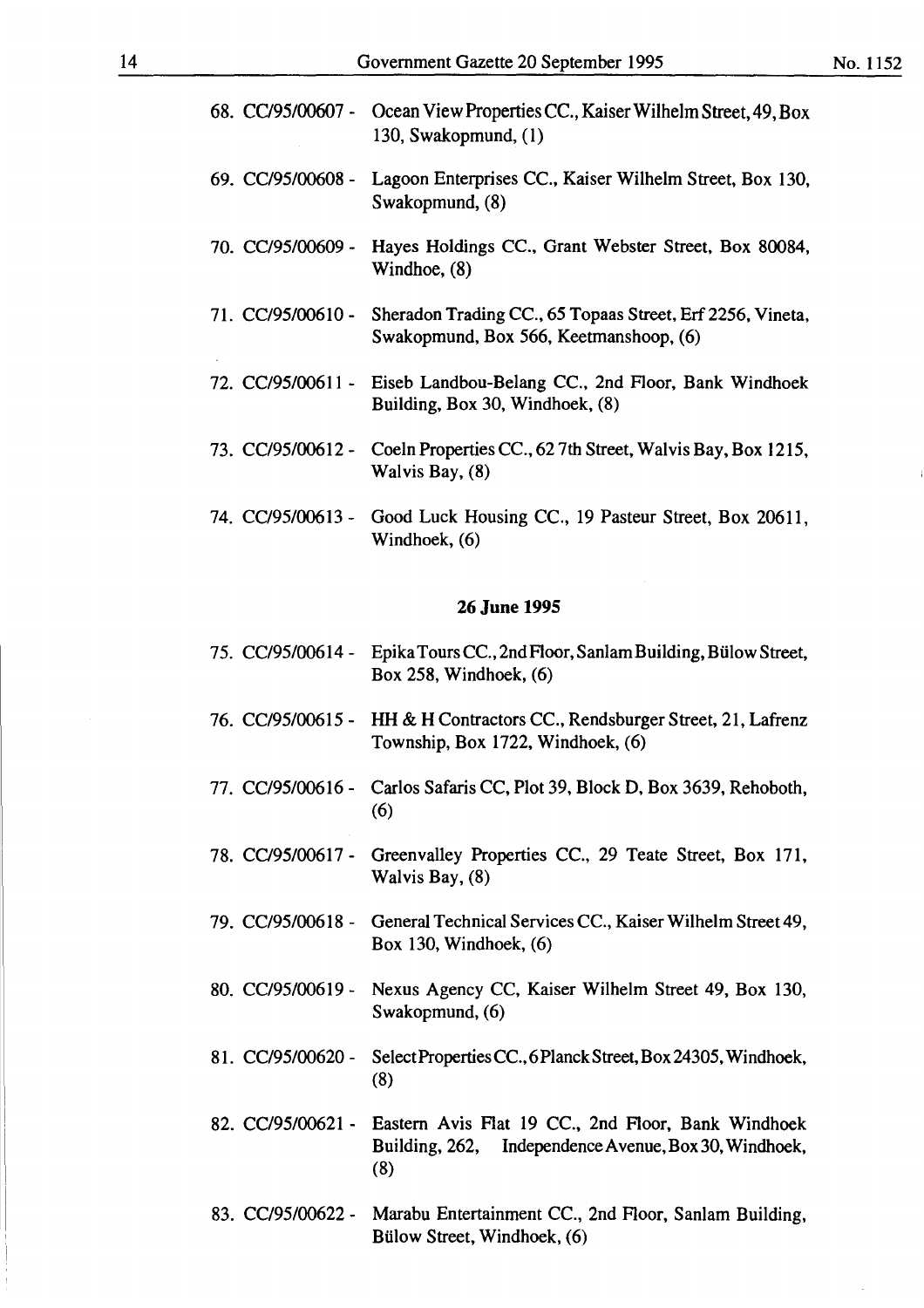68. CC/95/00607 - Ocean View Properties CC., Kaiser Wilhelm Street, 49, Box 130, Swakopmund, (1)

69. CC/95/00608 - Lagoon Enterprises CC., Kaiser Wilhelm Street, Box 130, Swakopmund, (8)

70. CC/95/00609 - Hayes Holdings CC., Grant Webster Street, Box 80084, Windhoe, (8)

71. CC/95/00610 - Sheradon Trading CC., 65 Topaas Street, Erf 2256, Vineta, Swakopmund, Box 566, Keetmanshoop, (6)

72. CC/95/00611 - Eiseb Landbou-Belang CC., 2nd Floor, Bank Windhoek Building, Box 30, Windhoek, (8)

73. CC/95/00612 - Coeln Properties CC., 62 7th Street, Walvis Bay, Box 1215, Walvis Bay, (8)

74. CC/95/00613 - Good Luck Housing CC., 19 Pasteur Street, Box 20611, Windhoek, (6)

**26 June 1995**

75. CC/95/00614 - Epika Tours CC., 2nd Floor, Sanlam Building, Bülow Street, Box 258, Windhoek, (6)

76. CC/95/00615 - HH & H Contractors CC., Rendsburger Street, 21, Lafrenz Township, Box 1722, Windhoek, (6)

77. CC/95/00616 - Carlos Safaris CC, Plot 39, Block D, Box 3639, Rehoboth, (6)

78. CC/95/00617 - Greenvalley Properties CC., 29 Teate Street, Box 171, Walvis Bay, (8)

79. CC/95/00618 - General Technical Services CC., Kaiser Wilhelm Street 49, Box 130, Windhoek, (6)

80. CC/95/00619 - Nexus Agency CC, Kaiser Wilhelm Street 49, Box 130, Swakopmund, (6)

81. CC/95/00620 - Select Properties CC., 6 Planck Street, Box 24305, Windhoek, (8)

82. CC/95/00621 - Eastern Avis Flat 19 CC., 2nd Floor, Bank Windhoek Building, 262, Independence Avenue, Box 30, Windhoek, (8)

83. CC/95/00622 - Marabu Entertainment CC., 2nd Floor, Sanlam Building, Bülow Street, Windhoek, (6)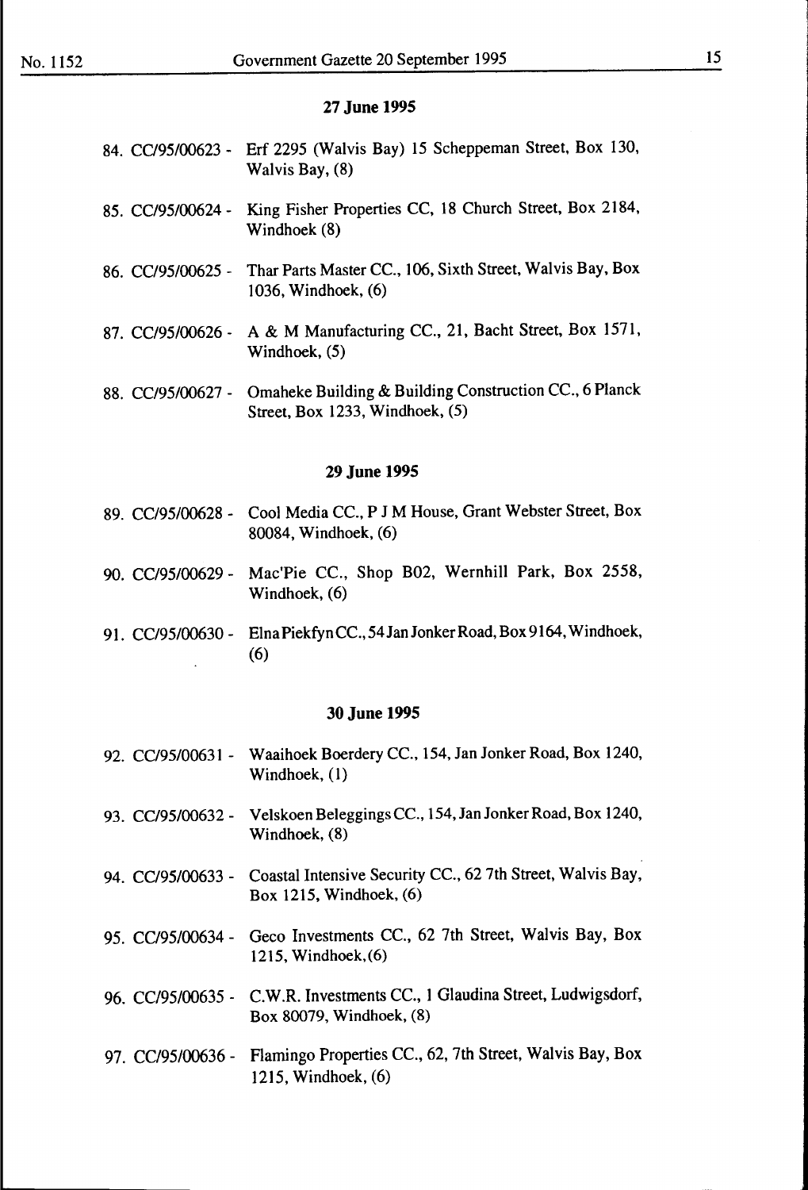**27 June 1995**

84. CC/95/00623 - Erf 2295 (Walvis Bay) 15 Scheppeman Street, Box 130, Walvis Bay, (8)

85. CC/95/00624 - King Fisher Properties CC, 18 Church Street, Box 2184, Windhoek (8)

86. CC/95/00625 - Thar Parts Master CC., 106, Sixth Street, Walvis Bay, Box 1036, Windhoek, (6)

87. CC/95/00626 - A & M Manufacturing CC., 21, Bacht Street, Box 1571, Windhoek, (5)

88. CC/95/00627 - Omaheke Building & Building Construction CC., 6 Planck Street, Box 1233, Windhoek, (5)

**29 June 1995**

89. CC/95/00628 - Cool Media CC., P J M House, Grant Webster Street, Box 80084, Windhoek, (6)

90. CC/95/00629 - Mac'Pie CC., Shop B02, Wernhill Park, Box 2558, Windhoek, (6)

91. CC/95/00630 - Elna Piekfyn CC., 54 Jan Jonker Road, Box 9164, Windhoek, (6)

**30 June 1995**

92. CC/95/00631 - Waaihoek Boerdery CC., 154, Jan Jonker Road, Box 1240, Windhoek, (1)

93. CC/95/00632 - Velskoen Beleggings CC., 154, Jan Jonker Road, Box 1240, Windhoek, (8)

94. CC/95/00633 - Coastal Intensive Security CC., 62 7th Street, Walvis Bay, Box 1215, Windhoek, (6)

95. CC/95/00634 - Geco Investments CC., 62 7th Street, Walvis Bay, Box 1215, Windhoek, (6)

96. CC/95/00635 - C.W.R. Investments CC., 1 Glaudina Street, Ludwigsdorf, Box 80079, Windhoek, (8)

97. CC/95/00636 - Flamingo Properties CC., 62, 7th Street, Walvis Bay, Box 1215, Windhoek, (6)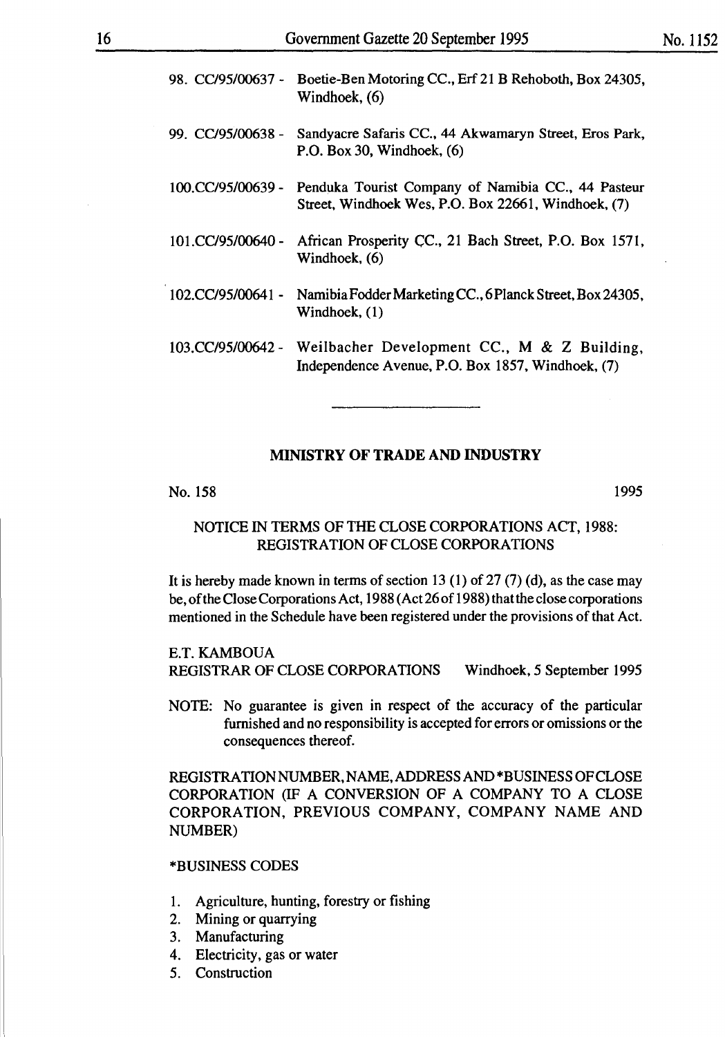98. CC/95/00637 - Boetie-Ben Motoring CC., Erf 21 B Rehoboth, Box 24305, Windhoek, (6)

99. CC/95/00638 - Sandyacre Safaris CC., 44 Akwamaryn Street, Eros Park, P.O. Box 30, Windhoek, (6)

100.CC/95/00639 - Penduka Tourist Company of Namibia CC., 44 Pasteur Street, Windhoek Wes, P.O. Box 22661, Windhoek, (7)

101.CC/95/00640 - African Prosperity CC., 21 Bach Street, P.O. Box 1571, Windhoek, (6)

102.CC/95/00641 - Namibia Fodder Marketing CC., 6 Planck Street, Box 24305, Windhoek, (1)

103.CC/95/00642 - Weilbacher Development CC., M & Z Building, Independence Avenue, P.O. Box 1857, Windhoek, (7)

---

## MINISTRY OF TRADE AND INDUSTRY

No. 158 1995

### NOTICE IN TERMS OF THE CLOSE CORPORATIONS ACT, 1988: REGISTRATION OF CLOSE CORPORATIONS

It is hereby made known in terms of section 13 (1) of 27 (7) (d), as the case may be, of the Close Corporations Act, 1988 (Act 26 of 1988) that the close corporations mentioned in the Schedule have been registered under the provisions of that Act.

E.T. KAMBOUA
REGISTRAR OF CLOSE CORPORATIONS Windhoek, 5 September 1995

NOTE: No guarantee is given in respect of the accuracy of the particular furnished and no responsibility is accepted for errors or omissions or the consequences thereof.

REGISTRATION NUMBER, NAME, ADDRESS AND *BUSINESS OF CLOSE CORPORATION (IF A CONVERSION OF A COMPANY TO A CLOSE CORPORATION, PREVIOUS COMPANY, COMPANY NAME AND NUMBER)

*BUSINESS CODES

1. Agriculture, hunting, forestry or fishing
2. Mining or quarrying
3. Manufacturing
4. Electricity, gas or water
5. Construction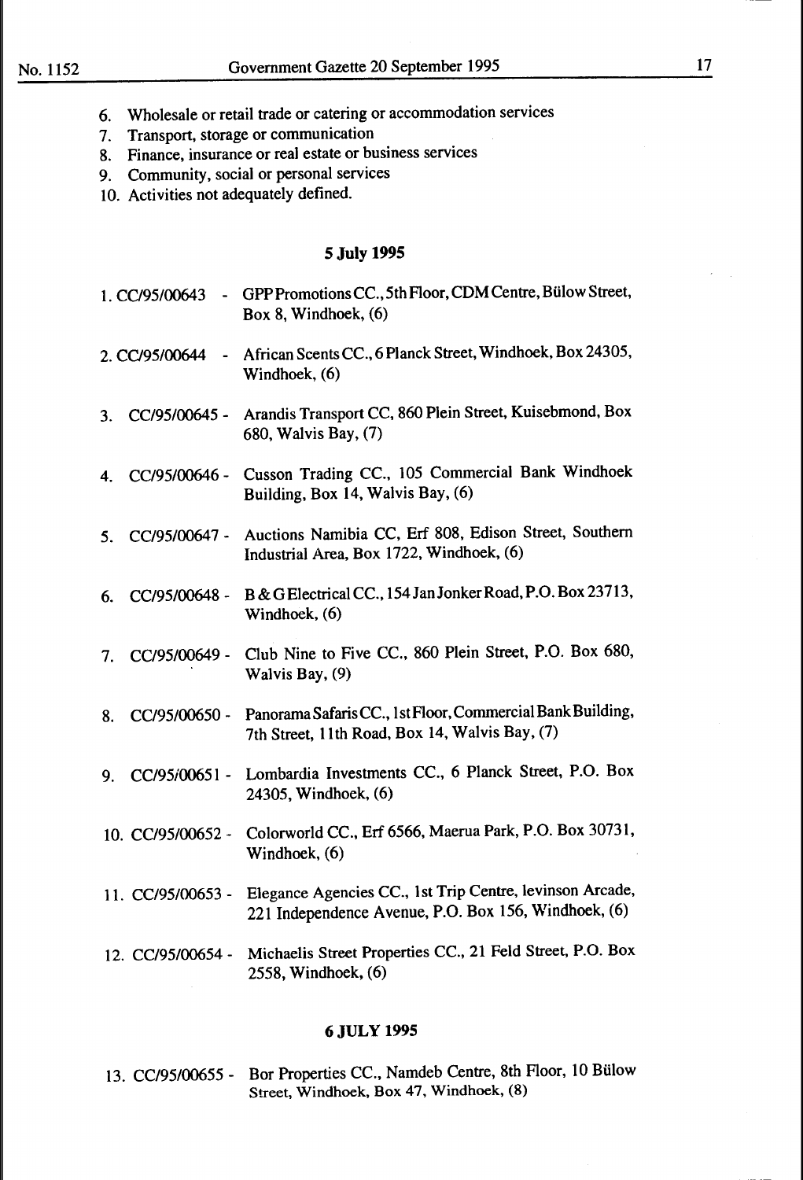6. Wholesale or retail trade or catering or accommodation services
7. Transport, storage or communication
8. Finance, insurance or real estate or business services
9. Community, social or personal services
10. Activities not adequately defined.

**5 July 1995**

1. CC/95/00643 - GPP Promotions CC., 5th Floor, CDM Centre, Bülow Street, Box 8, Windhoek, (6)

2. CC/95/00644 - African Scents CC., 6 Planck Street, Windhoek, Box 24305, Windhoek, (6)

3. CC/95/00645 - Arandis Transport CC, 860 Plein Street, Kuisebmond, Box 680, Walvis Bay, (7)

4. CC/95/00646 - Cusson Trading CC., 105 Commercial Bank Windhoek Building, Box 14, Walvis Bay, (6)

5. CC/95/00647 - Auctions Namibia CC, Erf 808, Edison Street, Southern Industrial Area, Box 1722, Windhoek, (6)

6. CC/95/00648 - B & G Electrical CC., 154 Jan Jonker Road, P.O. Box 23713, Windhoek, (6)

7. CC/95/00649 - Club Nine to Five CC., 860 Plein Street, P.O. Box 680, Walvis Bay, (9)

8. CC/95/00650 - Panorama Safaris CC., 1st Floor, Commercial Bank Building, 7th Street, 11th Road, Box 14, Walvis Bay, (7)

9. CC/95/00651 - Lombardia Investments CC., 6 Planck Street, P.O. Box 24305, Windhoek, (6)

10. CC/95/00652 - Colorworld CC., Erf 6566, Maerua Park, P.O. Box 30731, Windhoek, (6)

11. CC/95/00653 - Elegance Agencies CC., 1st Trip Centre, levinson Arcade, 221 Independence Avenue, P.O. Box 156, Windhoek, (6)

12. CC/95/00654 - Michaelis Street Properties CC., 21 Feld Street, P.O. Box 2558, Windhoek, (6)

**6 JULY 1995**

13. CC/95/00655 - Bor Properties CC., Namdeb Centre, 8th Floor, 10 Bülow Street, Windhoek, Box 47, Windhoek, (8)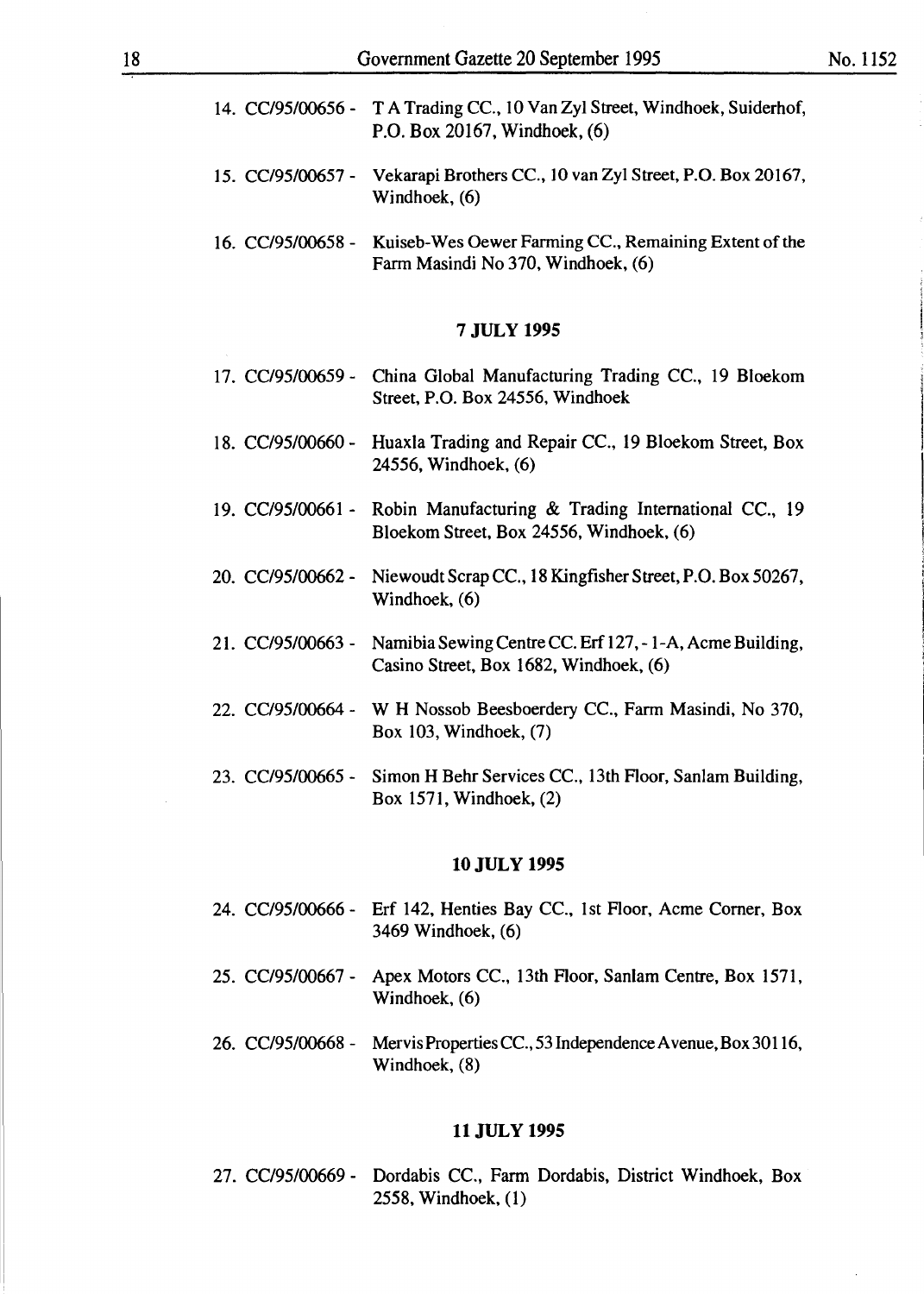14. CC/95/00656 - T A Trading CC., 10 Van Zyl Street, Windhoek, Suiderhof, P.O. Box 20167, Windhoek, (6)

15. CC/95/00657 - Vekarapi Brothers CC., 10 van Zyl Street, P.O. Box 20167, Windhoek, (6)

16. CC/95/00658 - Kuiseb-Wes Oewer Farming CC., Remaining Extent of the Farm Masindi No 370, Windhoek, (6)

**7 JULY 1995**

17. CC/95/00659 - China Global Manufacturing Trading CC., 19 Bloekom Street, P.O. Box 24556, Windhoek

18. CC/95/00660 - Huaxla Trading and Repair CC., 19 Bloekom Street, Box 24556, Windhoek, (6)

19. CC/95/00661 - Robin Manufacturing & Trading International CC., 19 Bloekom Street, Box 24556, Windhoek, (6)

20. CC/95/00662 - Niewoudt Scrap CC., 18 Kingfisher Street, P.O. Box 50267, Windhoek, (6)

21. CC/95/00663 - Namibia Sewing Centre CC. Erf 127, - 1-A, Acme Building, Casino Street, Box 1682, Windhoek, (6)

22. CC/95/00664 - W H Nossob Beesboerdery CC., Farm Masindi, No 370, Box 103, Windhoek, (7)

23. CC/95/00665 - Simon H Behr Services CC., 13th Floor, Sanlam Building, Box 1571, Windhoek, (2)

**10 JULY 1995**

24. CC/95/00666 - Erf 142, Henties Bay CC., 1st Floor, Acme Corner, Box 3469 Windhoek, (6)

25. CC/95/00667 - Apex Motors CC., 13th Floor, Sanlam Centre, Box 1571, Windhoek, (6)

26. CC/95/00668 - Mervis Properties CC., 53 Independence Avenue, Box 30116, Windhoek, (8)

**11 JULY 1995**

27. CC/95/00669 - Dordabis CC., Farm Dordabis, District Windhoek, Box 2558, Windhoek, (1)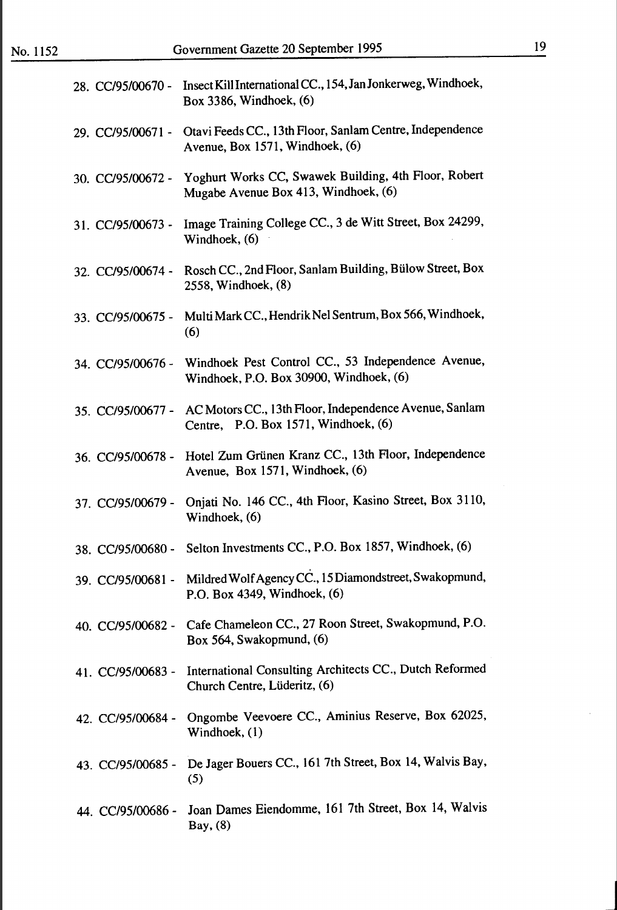28. CC/95/00670 - Insect Kill International CC., 154, Jan Jonkerweg, Windhoek, Box 3386, Windhoek, (6)

29. CC/95/00671 - Otavi Feeds CC., 13th Floor, Sanlam Centre, Independence Avenue, Box 1571, Windhoek, (6)

30. CC/95/00672 - Yoghurt Works CC, Swawek Building, 4th Floor, Robert Mugabe Avenue Box 413, Windhoek, (6)

31. CC/95/00673 - Image Training College CC., 3 de Witt Street, Box 24299, Windhoek, (6)

32. CC/95/00674 - Rosch CC., 2nd Floor, Sanlam Building, Bülow Street, Box 2558, Windhoek, (8)

33. CC/95/00675 - Multi Mark CC., Hendrik Nel Sentrum, Box 566, Windhoek, (6)

34. CC/95/00676 - Windhoek Pest Control CC., 53 Independence Avenue, Windhoek, P.O. Box 30900, Windhoek, (6)

35. CC/95/00677 - AC Motors CC., 13th Floor, Independence Avenue, Sanlam Centre, P.O. Box 1571, Windhoek, (6)

36. CC/95/00678 - Hotel Zum Grünen Kranz CC., 13th Floor, Independence Avenue, Box 1571, Windhoek, (6)

37. CC/95/00679 - Onjati No. 146 CC., 4th Floor, Kasino Street, Box 3110, Windhoek, (6)

38. CC/95/00680 - Selton Investments CC., P.O. Box 1857, Windhoek, (6)

39. CC/95/00681 - Mildred Wolf Agency CC., 15 Diamondstreet, Swakopmund, P.O. Box 4349, Windhoek, (6)

40. CC/95/00682 - Cafe Chameleon CC., 27 Roon Street, Swakopmund, P.O. Box 564, Swakopmund, (6)

41. CC/95/00683 - International Consulting Architects CC., Dutch Reformed Church Centre, Lüderitz, (6)

42. CC/95/00684 - Ongombe Veevoere CC., Aminius Reserve, Box 62025, Windhoek, (1)

43. CC/95/00685 - De Jager Bouers CC., 161 7th Street, Box 14, Walvis Bay, (5)

44. CC/95/00686 - Joan Dames Eiendomme, 161 7th Street, Box 14, Walvis Bay, (8)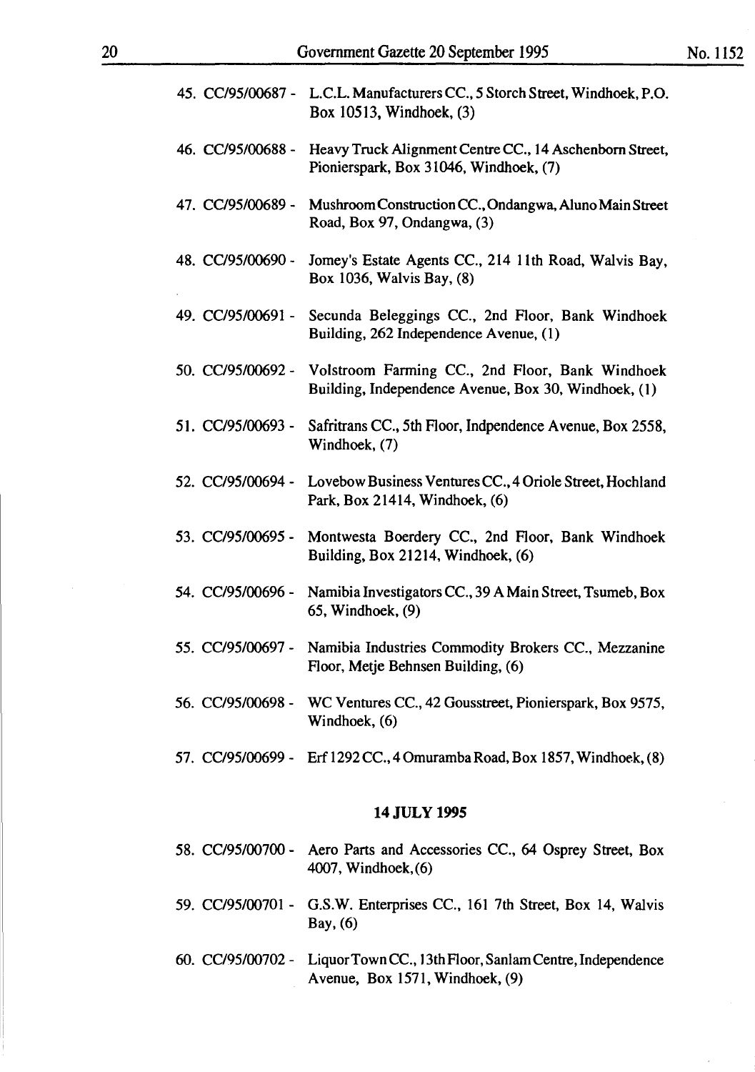45. CC/95/00687 - L.C.L. Manufacturers CC., 5 Storch Street, Windhoek, P.O. Box 10513, Windhoek, (3)

46. CC/95/00688 - Heavy Truck Alignment Centre CC., 14 Aschenborn Street, Pionierspark, Box 31046, Windhoek, (7)

47. CC/95/00689 - Mushroom Construction CC., Ondangwa, Aluno Main Street Road, Box 97, Ondangwa, (3)

48. CC/95/00690 - Jomey's Estate Agents CC., 214 11th Road, Walvis Bay, Box 1036, Walvis Bay, (8)

49. CC/95/00691 - Secunda Beleggings CC., 2nd Floor, Bank Windhoek Building, 262 Independence Avenue, (1)

50. CC/95/00692 - Volstroom Farming CC., 2nd Floor, Bank Windhoek Building, Independence Avenue, Box 30, Windhoek, (1)

51. CC/95/00693 - Safritrans CC., 5th Floor, Indpendence Avenue, Box 2558, Windhoek, (7)

52. CC/95/00694 - Lovebow Business Ventures CC., 4 Oriole Street, Hochland Park, Box 21414, Windhoek, (6)

53. CC/95/00695 - Montwesta Boerdery CC., 2nd Floor, Bank Windhoek Building, Box 21214, Windhoek, (6)

54. CC/95/00696 - Namibia Investigators CC., 39 A Main Street, Tsumeb, Box 65, Windhoek, (9)

55. CC/95/00697 - Namibia Industries Commodity Brokers CC., Mezzanine Floor, Metje Behnsen Building, (6)

56. CC/95/00698 - WC Ventures CC., 42 Gousstreet, Pionierspark, Box 9575, Windhoek, (6)

57. CC/95/00699 - Erf 1292 CC., 4 Omuramba Road, Box 1857, Windhoek, (8)

**14 JULY 1995**

58. CC/95/00700 - Aero Parts and Accessories CC., 64 Osprey Street, Box 4007, Windhoek, (6)

59. CC/95/00701 - G.S.W. Enterprises CC., 161 7th Street, Box 14, Walvis Bay, (6)

60. CC/95/00702 - Liquor Town CC., 13th Floor, Sanlam Centre, Independence Avenue, Box 1571, Windhoek, (9)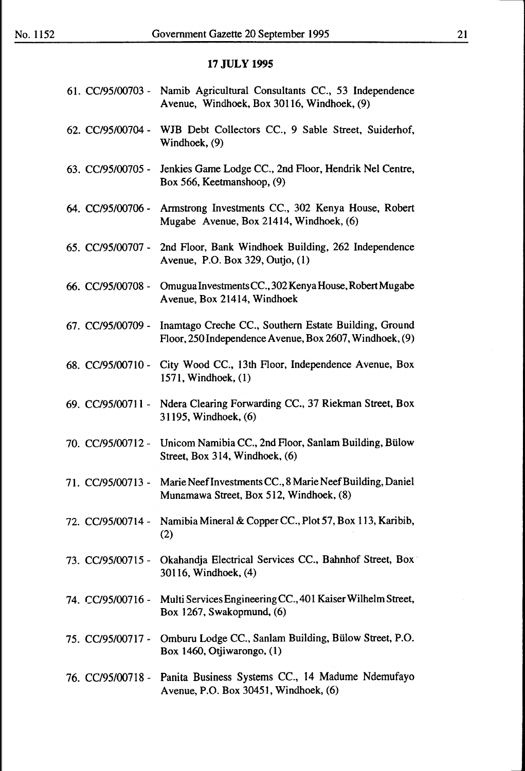**17 JULY 1995**

61. CC/95/00703 - Namib Agricultural Consultants CC., 53 Independence Avenue, Windhoek, Box 30116, Windhoek, (9)

62. CC/95/00704 - WJB Debt Collectors CC., 9 Sable Street, Suiderhof, Windhoek, (9)

63. CC/95/00705 - Jenkies Game Lodge CC., 2nd Floor, Hendrik Nel Centre, Box 566, Keetmanshoop, (9)

64. CC/95/00706 - Armstrong Investments CC., 302 Kenya House, Robert Mugabe Avenue, Box 21414, Windhoek, (6)

65. CC/95/00707 - 2nd Floor, Bank Windhoek Building, 262 Independence Avenue, P.O. Box 329, Outjo, (1)

66. CC/95/00708 - Omugua Investments CC., 302 Kenya House, Robert Mugabe Avenue, Box 21414, Windhoek

67. CC/95/00709 - Inamtago Creche CC., Southern Estate Building, Ground Floor, 250 Independence Avenue, Box 2607, Windhoek, (9)

68. CC/95/00710 - City Wood CC., 13th Floor, Independence Avenue, Box 1571, Windhoek, (1)

69. CC/95/00711 - Ndera Clearing Forwarding CC., 37 Riekman Street, Box 31195, Windhoek, (6)

70. CC/95/00712 - Unicom Namibia CC., 2nd Floor, Sanlam Building, Bülow Street, Box 314, Windhoek, (6)

71. CC/95/00713 - Marie Neef Investments CC., 8 Marie Neef Building, Daniel Munamawa Street, Box 512, Windhoek, (8)

72. CC/95/00714 - Namibia Mineral & Copper CC., Plot 57, Box 113, Karibib, (2)

73. CC/95/00715 - Okahandja Electrical Services CC., Bahnhof Street, Box 30116, Windhoek, (4)

74. CC/95/00716 - Multi Services Engineering CC., 401 Kaiser Wilhelm Street, Box 1267, Swakopmund, (6)

75. CC/95/00717 - Omburu Lodge CC., Sanlam Building, Bülow Street, P.O. Box 1460, Otjiwarongo, (1)

76. CC/95/00718 - Panita Business Systems CC., 14 Madume Ndemufayo Avenue, P.O. Box 30451, Windhoek, (6)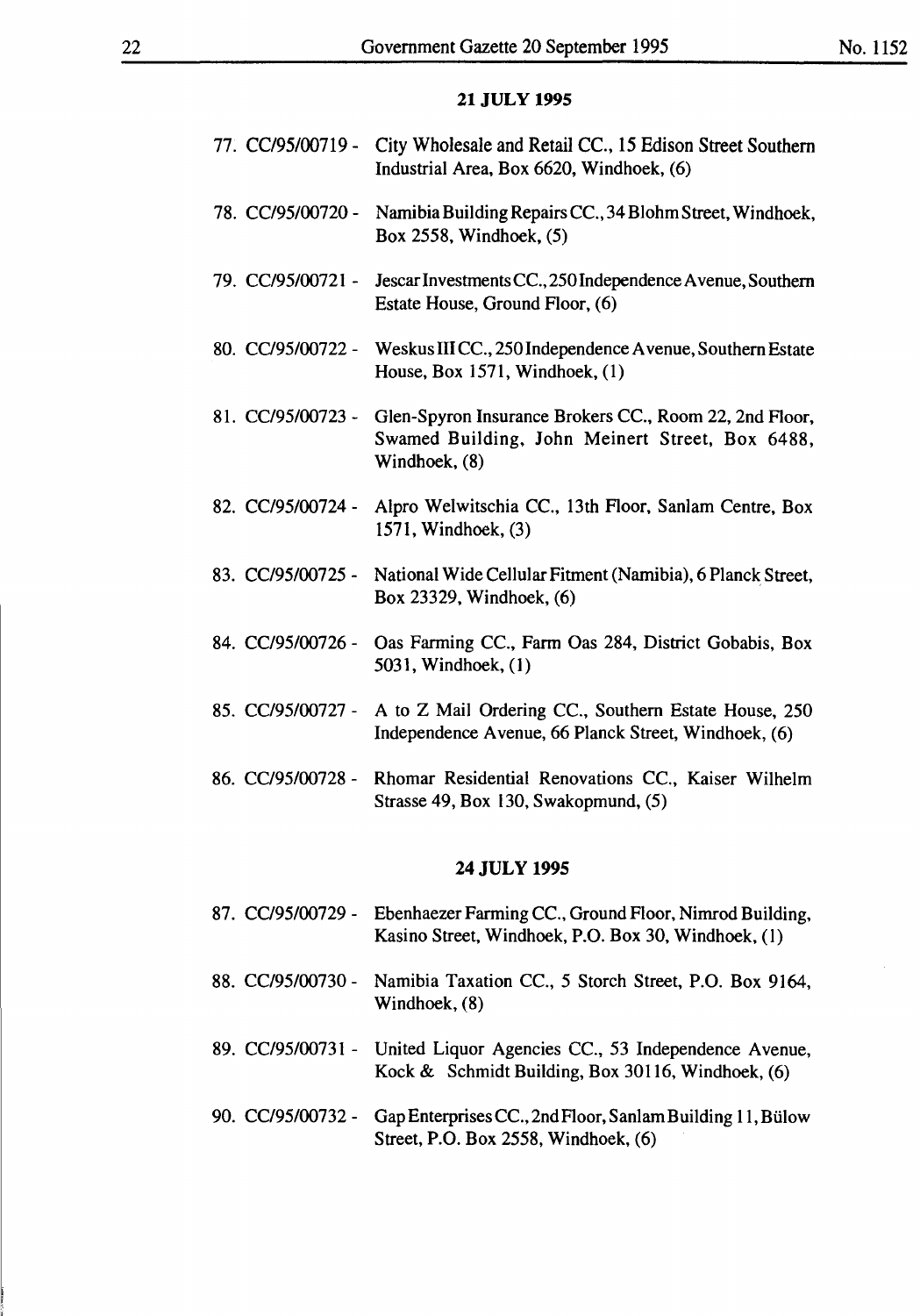**21 JULY 1995**

77. CC/95/00719 - City Wholesale and Retail CC., 15 Edison Street Southern Industrial Area, Box 6620, Windhoek, (6)

78. CC/95/00720 - Namibia Building Repairs CC., 34 Blohm Street, Windhoek, Box 2558, Windhoek, (5)

79. CC/95/00721 - Jescar Investments CC., 250 Independence Avenue, Southern Estate House, Ground Floor, (6)

80. CC/95/00722 - Weskus III CC., 250 Independence Avenue, Southern Estate House, Box 1571, Windhoek, (1)

81. CC/95/00723 - Glen-Spyron Insurance Brokers CC., Room 22, 2nd Floor, Swamed Building, John Meinert Street, Box 6488, Windhoek, (8)

82. CC/95/00724 - Alpro Welwitschia CC., 13th Floor, Sanlam Centre, Box 1571, Windhoek, (3)

83. CC/95/00725 - National Wide Cellular Fitment (Namibia), 6 Planck Street, Box 23329, Windhoek, (6)

84. CC/95/00726 - Oas Farming CC., Farm Oas 284, District Gobabis, Box 5031, Windhoek, (1)

85. CC/95/00727 - A to Z Mail Ordering CC., Southern Estate House, 250 Independence Avenue, 66 Planck Street, Windhoek, (6)

86. CC/95/00728 - Rhomar Residential Renovations CC., Kaiser Wilhelm Strasse 49, Box 130, Swakopmund, (5)

**24 JULY 1995**

87. CC/95/00729 - Ebenhaezer Farming CC., Ground Floor, Nimrod Building, Kasino Street, Windhoek, P.O. Box 30, Windhoek, (1)

88. CC/95/00730 - Namibia Taxation CC., 5 Storch Street, P.O. Box 9164, Windhoek, (8)

89. CC/95/00731 - United Liquor Agencies CC., 53 Independence Avenue, Kock & Schmidt Building, Box 30116, Windhoek, (6)

90. CC/95/00732 - Gap Enterprises CC., 2nd Floor, Sanlam Building 11, Bülow Street, P.O. Box 2558, Windhoek, (6)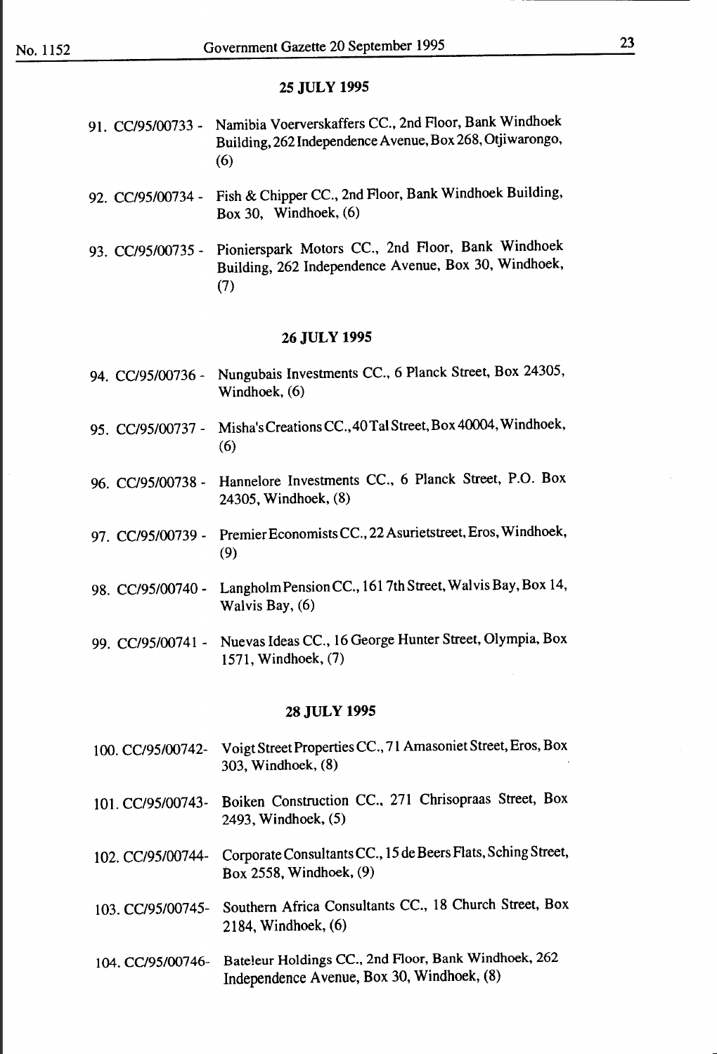## 25 JULY 1995

91. CC/95/00733 - Namibia Voerverskaffers CC., 2nd Floor, Bank Windhoek Building, 262 Independence Avenue, Box 268, Otjiwarongo, (6)

92. CC/95/00734 - Fish & Chipper CC., 2nd Floor, Bank Windhoek Building, Box 30, Windhoek, (6)

93. CC/95/00735 - Pionierspark Motors CC., 2nd Floor, Bank Windhoek Building, 262 Independence Avenue, Box 30, Windhoek, (7)

## 26 JULY 1995

94. CC/95/00736 - Nungubais Investments CC., 6 Planck Street, Box 24305, Windhoek, (6)

95. CC/95/00737 - Misha's Creations CC., 40 Tal Street, Box 40004, Windhoek, (6)

96. CC/95/00738 - Hannelore Investments CC., 6 Planck Street, P.O. Box 24305, Windhoek, (8)

97. CC/95/00739 - Premier Economists CC., 22 Asurietstreet, Eros, Windhoek, (9)

98. CC/95/00740 - Langholm Pension CC., 161 7th Street, Walvis Bay, Box 14, Walvis Bay, (6)

99. CC/95/00741 - Nuevas Ideas CC., 16 George Hunter Street, Olympia, Box 1571, Windhoek, (7)

## 28 JULY 1995

100. CC/95/00742- Voigt Street Properties CC., 71 Amasoniet Street, Eros, Box 303, Windhoek, (8)

101. CC/95/00743- Boiken Construction CC., 271 Chrisopraas Street, Box 2493, Windhoek, (5)

102. CC/95/00744- Corporate Consultants CC., 15 de Beers Flats, Sching Street, Box 2558, Windhoek, (9)

103. CC/95/00745- Southern Africa Consultants CC., 18 Church Street, Box 2184, Windhoek, (6)

104. CC/95/00746- Bateleur Holdings CC., 2nd Floor, Bank Windhoek, 262 Independence Avenue, Box 30, Windhoek, (8)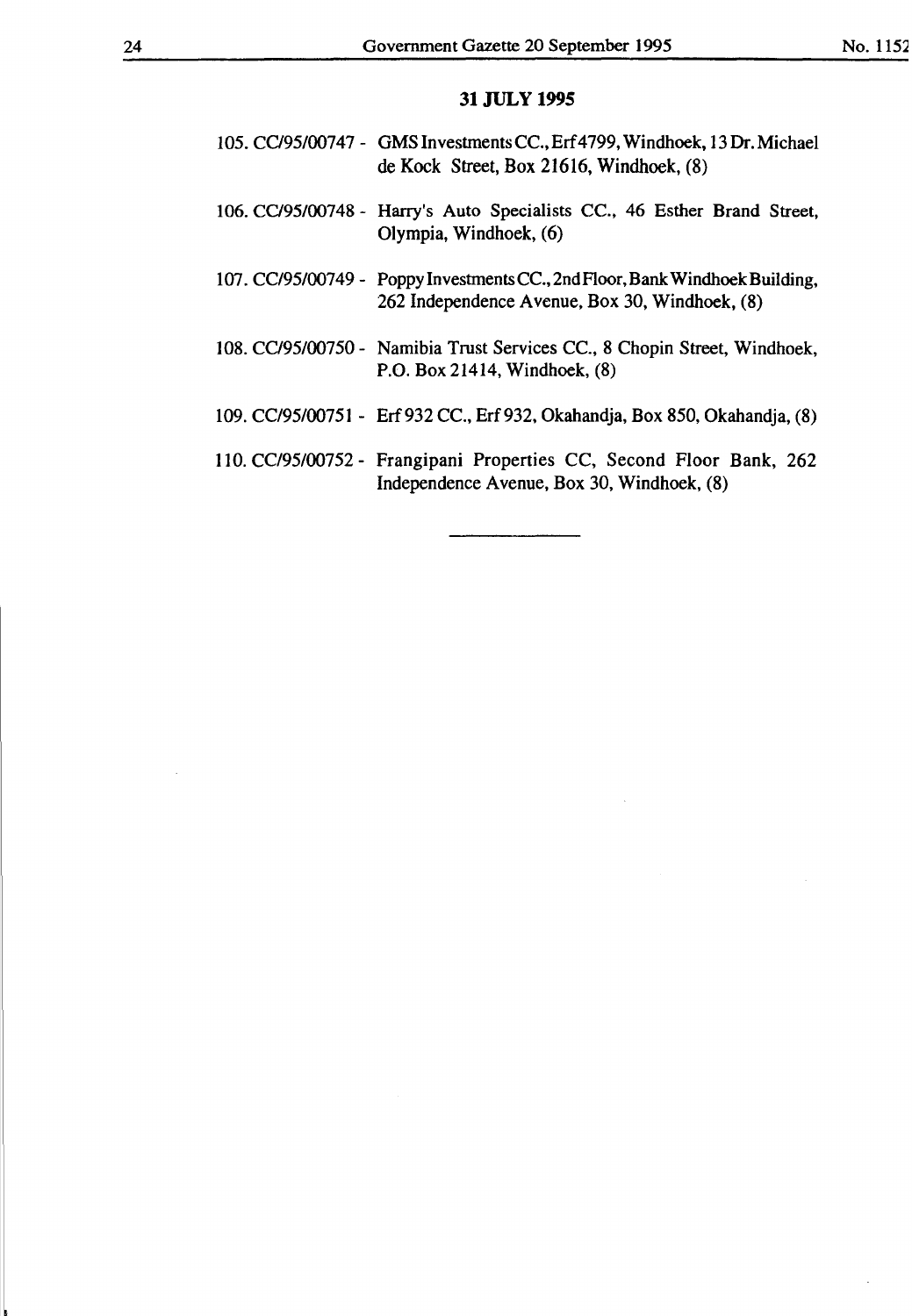**31 JULY 1995**

105. CC/95/00747 - GMS Investments CC., Erf 4799, Windhoek, 13 Dr. Michael de Kock Street, Box 21616, Windhoek, (8)

106. CC/95/00748 - Harry's Auto Specialists CC., 46 Esther Brand Street, Olympia, Windhoek, (6)

107. CC/95/00749 - Poppy Investments CC., 2nd Floor, Bank Windhoek Building, 262 Independence Avenue, Box 30, Windhoek, (8)

108. CC/95/00750 - Namibia Trust Services CC., 8 Chopin Street, Windhoek, P.O. Box 21414, Windhoek, (8)

109. CC/95/00751 - Erf 932 CC., Erf 932, Okahandja, Box 850, Okahandja, (8)

110. CC/95/00752 - Frangipani Properties CC, Second Floor Bank, 262 Independence Avenue, Box 30, Windhoek, (8)